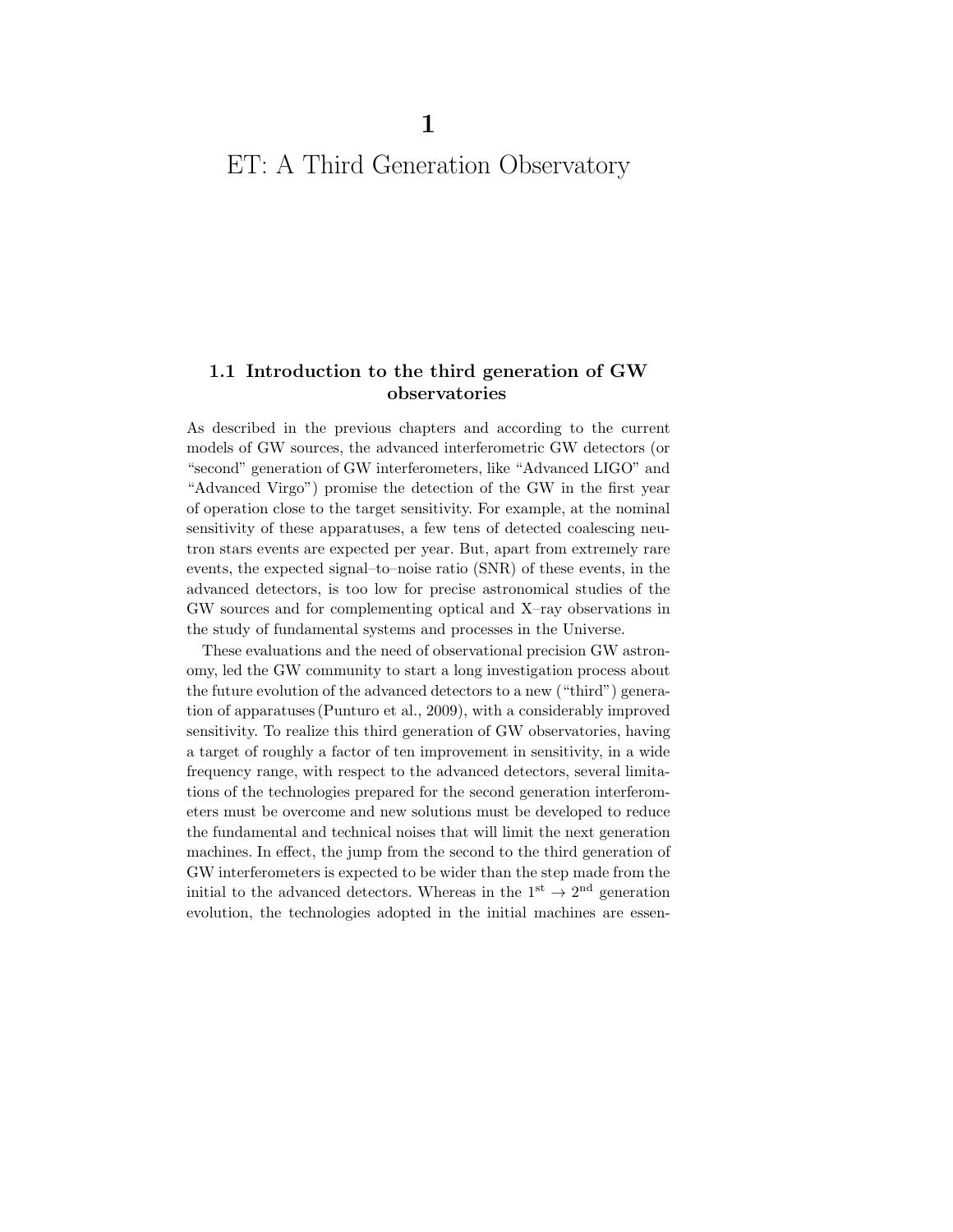# 1

# ET: A Third Generation Observatory

## 1.1 Introduction to the third generation of GW observatories

As described in the previous chapters and according to the current models of GW sources, the advanced interferometric GW detectors (or "second" generation of GW interferometers, like "Advanced LIGO" and "Advanced Virgo") promise the detection of the GW in the first year of operation close to the target sensitivity. For example, at the nominal sensitivity of these apparatuses, a few tens of detected coalescing neutron stars events are expected per year. But, apart from extremely rare events, the expected signal–to–noise ratio (SNR) of these events, in the advanced detectors, is too low for precise astronomical studies of the GW sources and for complementing optical and X–ray observations in the study of fundamental systems and processes in the Universe.

These evaluations and the need of observational precision GW astronomy, led the GW community to start a long investigation process about the future evolution of the advanced detectors to a new ("third") generation of apparatuses (Punturo et al., 2009), with a considerably improved sensitivity. To realize this third generation of GW observatories, having a target of roughly a factor of ten improvement in sensitivity, in a wide frequency range, with respect to the advanced detectors, several limitations of the technologies prepared for the second generation interferometers must be overcome and new solutions must be developed to reduce the fundamental and technical noises that will limit the next generation machines. In effect, the jump from the second to the third generation of GW interferometers is expected to be wider than the step made from the initial to the advanced detectors. Whereas in the $1^{\text{st}} \rightarrow 2^{\text{nd}}$ generation evolution, the technologies adopted in the initial machines are essen-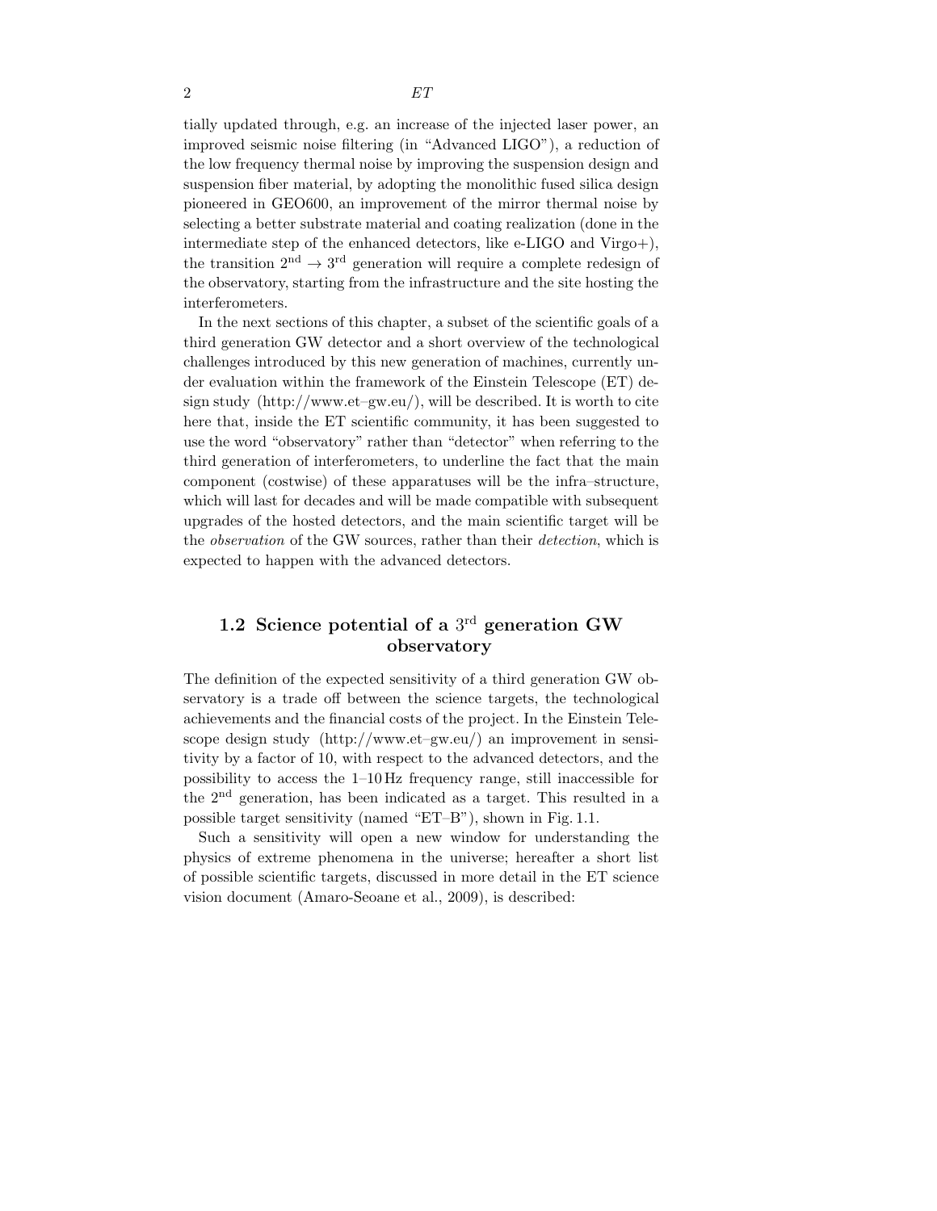tially updated through, e.g. an increase of the injected laser power, an improved seismic noise filtering (in "Advanced LIGO"), a reduction of the low frequency thermal noise by improving the suspension design and suspension fiber material, by adopting the monolithic fused silica design pioneered in GEO600, an improvement of the mirror thermal noise by selecting a better substrate material and coating realization (done in the intermediate step of the enhanced detectors, like e-LIGO and Virgo+), the transition $2^{\text{nd}} \rightarrow 3^{\text{rd}}$ generation will require a complete redesign of the observatory, starting from the infrastructure and the site hosting the interferometers.

In the next sections of this chapter, a subset of the scientific goals of a third generation GW detector and a short overview of the technological challenges introduced by this new generation of machines, currently under evaluation within the framework of the Einstein Telescope (ET) design study (http://www.et–gw.eu/), will be described. It is worth to cite here that, inside the ET scientific community, it has been suggested to use the word "observatory" rather than "detector" when referring to the third generation of interferometers, to underline the fact that the main component (costwise) of these apparatuses will be the infra–structure, which will last for decades and will be made compatible with subsequent upgrades of the hosted detectors, and the main scientific target will be the *observation* of the GW sources, rather than their *detection*, which is expected to happen with the advanced detectors.

## 1.2 Science potential of a $3^{\text{rd}}$ generation GW observatory

The definition of the expected sensitivity of a third generation GW observatory is a trade off between the science targets, the technological achievements and the financial costs of the project. In the Einstein Telescope design study (http://www.et–gw.eu/) an improvement in sensitivity by a factor of 10, with respect to the advanced detectors, and the possibility to access the 1–10 Hz frequency range, still inaccessible for the $2^{\text{nd}}$ generation, has been indicated as a target. This resulted in a possible target sensitivity (named "ET–B"), shown in Fig. 1.1.

Such a sensitivity will open a new window for understanding the physics of extreme phenomena in the universe; hereafter a short list of possible scientific targets, discussed in more detail in the ET science vision document (Amaro-Seoane et al., 2009), is described: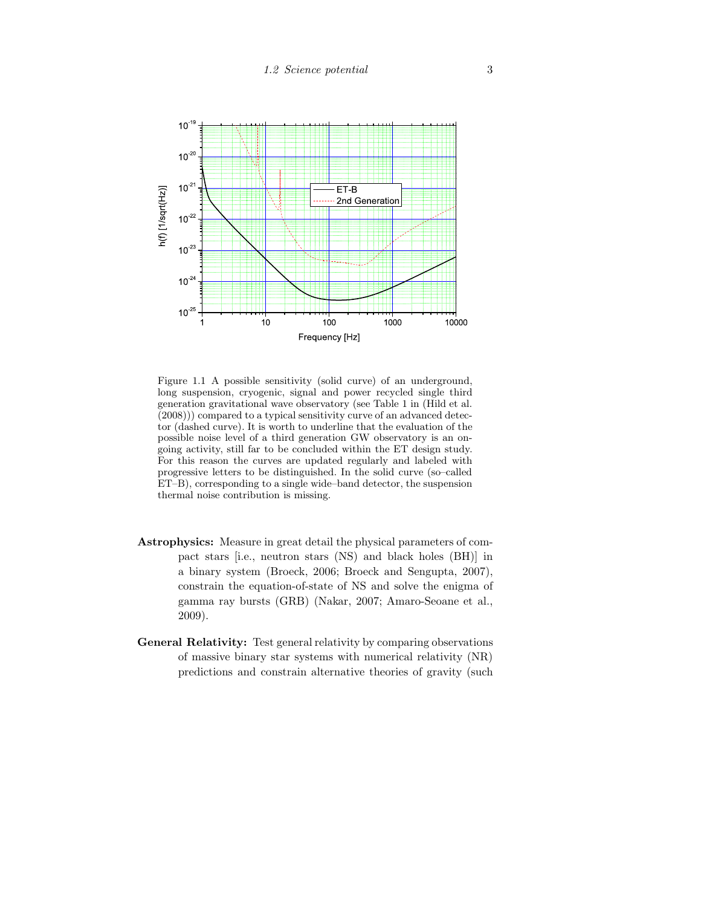Figure 1.1 A possible sensitivity (solid curve) of an underground, long suspension, cryogenic, signal and power recycled single third generation gravitational wave observatory (see Table 1 in (Hild et al. (2008))) compared to a typical sensitivity curve of an advanced detector (dashed curve). It is worth to underline that the evaluation of the possible noise level of a third generation GW observatory is an ongoing activity, still far to be concluded within the ET design study. For this reason the curves are updated regularly and labeled with progressive letters to be distinguished. In the solid curve (so–called ET–B), corresponding to a single wide–band detector, the suspension thermal noise contribution is missing.

**Astrophysics:** Measure in great detail the physical parameters of compact stars [i.e., neutron stars (NS) and black holes (BH)] in a binary system (Broeck, 2006; Broeck and Sengupta, 2007), constrain the equation-of-state of NS and solve the enigma of gamma ray bursts (GRB) (Nakar, 2007; Amaro-Seoane et al., 2009).

**General Relativity:** Test general relativity by comparing observations of massive binary star systems with numerical relativity (NR) predictions and constrain alternative theories of gravity (such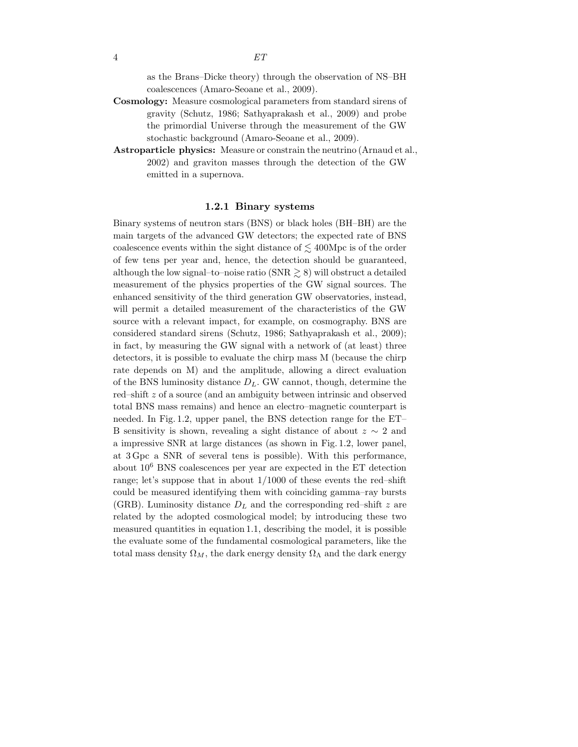as the Brans–Dicke theory) through the observation of NS–BH coalescences (Amaro-Seoane et al., 2009).

**Cosmology:** Measure cosmological parameters from standard sirens of gravity (Schutz, 1986; Sathyaprakash et al., 2009) and probe the primordial Universe through the measurement of the GW stochastic background (Amaro-Seoane et al., 2009).

**Astroparticle physics:** Measure or constrain the neutrino (Arnaud et al., 2002) and graviton masses through the detection of the GW emitted in a supernova.

### 1.2.1 Binary systems

Binary systems of neutron stars (BNS) or black holes (BH–BH) are the main targets of the advanced GW detectors; the expected rate of BNS coalescence events within the sight distance of $\lesssim$ 400Mpc is of the order of few tens per year and, hence, the detection should be guaranteed, although the low signal–to–noise ratio (SNR $\gtrsim 8$) will obstruct a detailed measurement of the physics properties of the GW signal sources. The enhanced sensitivity of the third generation GW observatories, instead, will permit a detailed measurement of the characteristics of the GW source with a relevant impact, for example, on cosmography. BNS are considered standard sirens (Schutz, 1986; Sathyaprakash et al., 2009); in fact, by measuring the GW signal with a network of (at least) three detectors, it is possible to evaluate the chirp mass M (because the chirp rate depends on M) and the amplitude, allowing a direct evaluation of the BNS luminosity distance $D_L$. GW cannot, though, determine the red–shift $z$ of a source (and an ambiguity between intrinsic and observed total BNS mass remains) and hence an electro–magnetic counterpart is needed. In Fig. 1.2, upper panel, the BNS detection range for the ET–B sensitivity is shown, revealing a sight distance of about $z \sim 2$ and a impressive SNR at large distances (as shown in Fig. 1.2, lower panel, at 3 Gpc a SNR of several tens is possible). With this performance, about $10^6$ BNS coalescences per year are expected in the ET detection range; let's suppose that in about 1/1000 of these events the red–shift could be measured identifying them with coinciding gamma–ray bursts (GRB). Luminosity distance $D_L$ and the corresponding red–shift $z$ are related by the adopted cosmological model; by introducing these two measured quantities in equation 1.1, describing the model, it is possible the evaluate some of the fundamental cosmological parameters, like the total mass density $\Omega_M$, the dark energy density $\Omega_\Lambda$ and the dark energy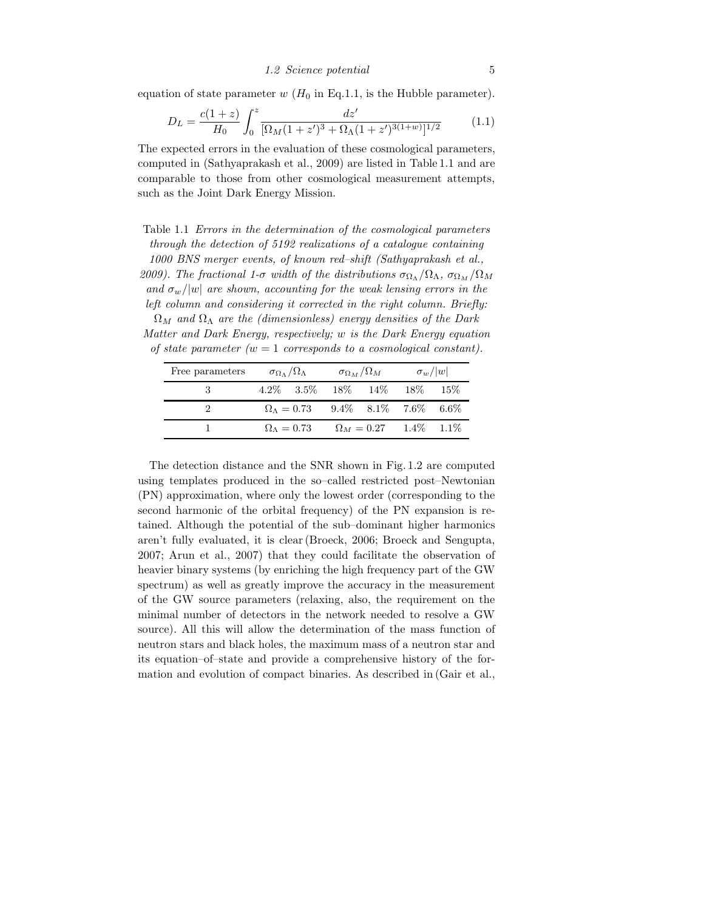equation of state parameter $w$ ($H_0$ in Eq.1.1, is the Hubble parameter).

$$D_L = \frac{c(1+z)}{H_0} \int_0^z \frac{dz'}{[\Omega_M (1+z')^3 + \Omega_\Lambda (1+z')^{3(1+w)}]^{1/2}} \tag{1.1}$$

The expected errors in the evaluation of these cosmological parameters, computed in (Sathyaprakash et al., 2009) are listed in Table 1.1 and are comparable to those from other cosmological measurement attempts, such as the Joint Dark Energy Mission.

Table 1.1 *Errors in the determination of the cosmological parameters through the detection of 5192 realizations of a catalogue containing 1000 BNS merger events, of known red–shift (Sathyaprakash et al., 2009). The fractional 1-$\sigma$ width of the distributions $\sigma_{\Omega_\Lambda}/\Omega_\Lambda$, $\sigma_{\Omega_M}/\Omega_M$ and $\sigma_w/|w|$ are shown, accounting for the weak lensing errors in the left column and considering it corrected in the right column. Briefly: $\Omega_M$ and $\Omega_\Lambda$ are the (dimensionless) energy densities of the Dark Matter and Dark Energy, respectively; $w$ is the Dark Energy equation of state parameter ($w = 1$ corresponds to a cosmological constant).*

| Free parameters | $\sigma_{\Omega_\Lambda}/\Omega_\Lambda$ | | $\sigma_{\Omega_M}/\Omega_M$ | | $\sigma_w/\|w\|$ | |
|---|---|---|---|---|---|---|
| 3 | 4.2% | 3.5% | 18% | 14% | 18% | 15% |
| 2 | $\Omega_\Lambda = 0.73$ | | 9.4% | 8.1% | 7.6% | 6.6% |
| 1 | $\Omega_\Lambda = 0.73$ | | $\Omega_M = 0.27$ | | 1.4% | 1.1% |

The detection distance and the SNR shown in Fig. 1.2 are computed using templates produced in the so–called restricted post–Newtonian (PN) approximation, where only the lowest order (corresponding to the second harmonic of the orbital frequency) of the PN expansion is retained. Although the potential of the sub–dominant higher harmonics aren't fully evaluated, it is clear (Broeck, 2006; Broeck and Sengupta, 2007; Arun et al., 2007) that they could facilitate the observation of heavier binary systems (by enriching the high frequency part of the GW spectrum) as well as greatly improve the accuracy in the measurement of the GW source parameters (relaxing, also, the requirement on the minimal number of detectors in the network needed to resolve a GW source). All this will allow the determination of the mass function of neutron stars and black holes, the maximum mass of a neutron star and its equation–of–state and provide a comprehensive history of the formation and evolution of compact binaries. As described in (Gair et al.,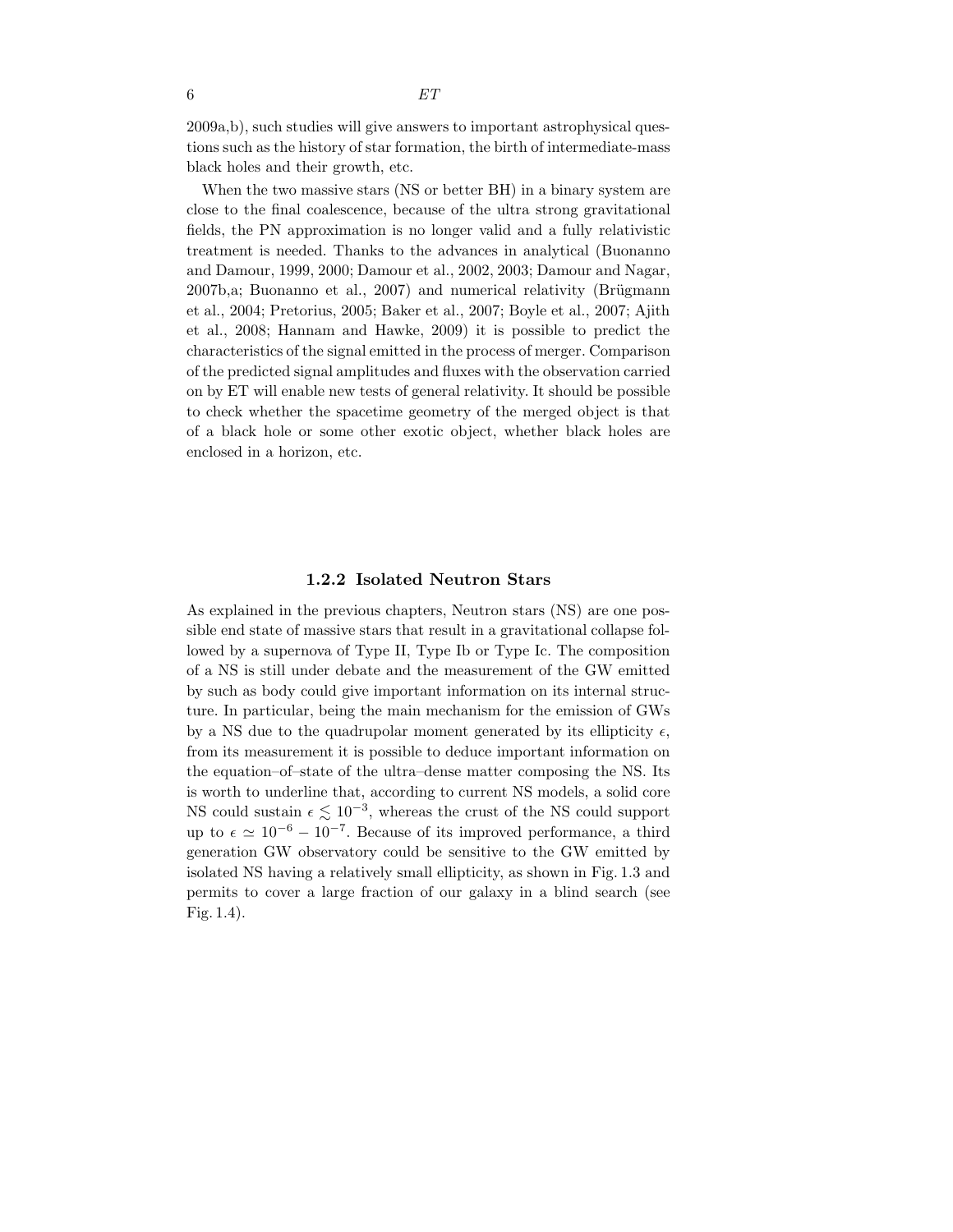2009a,b), such studies will give answers to important astrophysical questions such as the history of star formation, the birth of intermediate-mass black holes and their growth, etc.

When the two massive stars (NS or better BH) in a binary system are close to the final coalescence, because of the ultra strong gravitational fields, the PN approximation is no longer valid and a fully relativistic treatment is needed. Thanks to the advances in analytical (Buonanno and Damour, 1999, 2000; Damour et al., 2002, 2003; Damour and Nagar, 2007b,a; Buonanno et al., 2007) and numerical relativity (Brügmann et al., 2004; Pretorius, 2005; Baker et al., 2007; Boyle et al., 2007; Ajith et al., 2008; Hannam and Hawke, 2009) it is possible to predict the characteristics of the signal emitted in the process of merger. Comparison of the predicted signal amplitudes and fluxes with the observation carried on by ET will enable new tests of general relativity. It should be possible to check whether the spacetime geometry of the merged object is that of a black hole or some other exotic object, whether black holes are enclosed in a horizon, etc.

### 1.2.2 Isolated Neutron Stars

As explained in the previous chapters, Neutron stars (NS) are one possible end state of massive stars that result in a gravitational collapse followed by a supernova of Type II, Type Ib or Type Ic. The composition of a NS is still under debate and the measurement of the GW emitted by such as body could give important information on its internal structure. In particular, being the main mechanism for the emission of GWs by a NS due to the quadrupolar moment generated by its ellipticity $\epsilon$, from its measurement it is possible to deduce important information on the equation–of–state of the ultra–dense matter composing the NS. Its is worth to underline that, according to current NS models, a solid core NS could sustain $\epsilon \lesssim 10^{-3}$, whereas the crust of the NS could support up to $\epsilon \simeq 10^{-6} - 10^{-7}$. Because of its improved performance, a third generation GW observatory could be sensitive to the GW emitted by isolated NS having a relatively small ellipticity, as shown in Fig. 1.3 and permits to cover a large fraction of our galaxy in a blind search (see Fig. 1.4).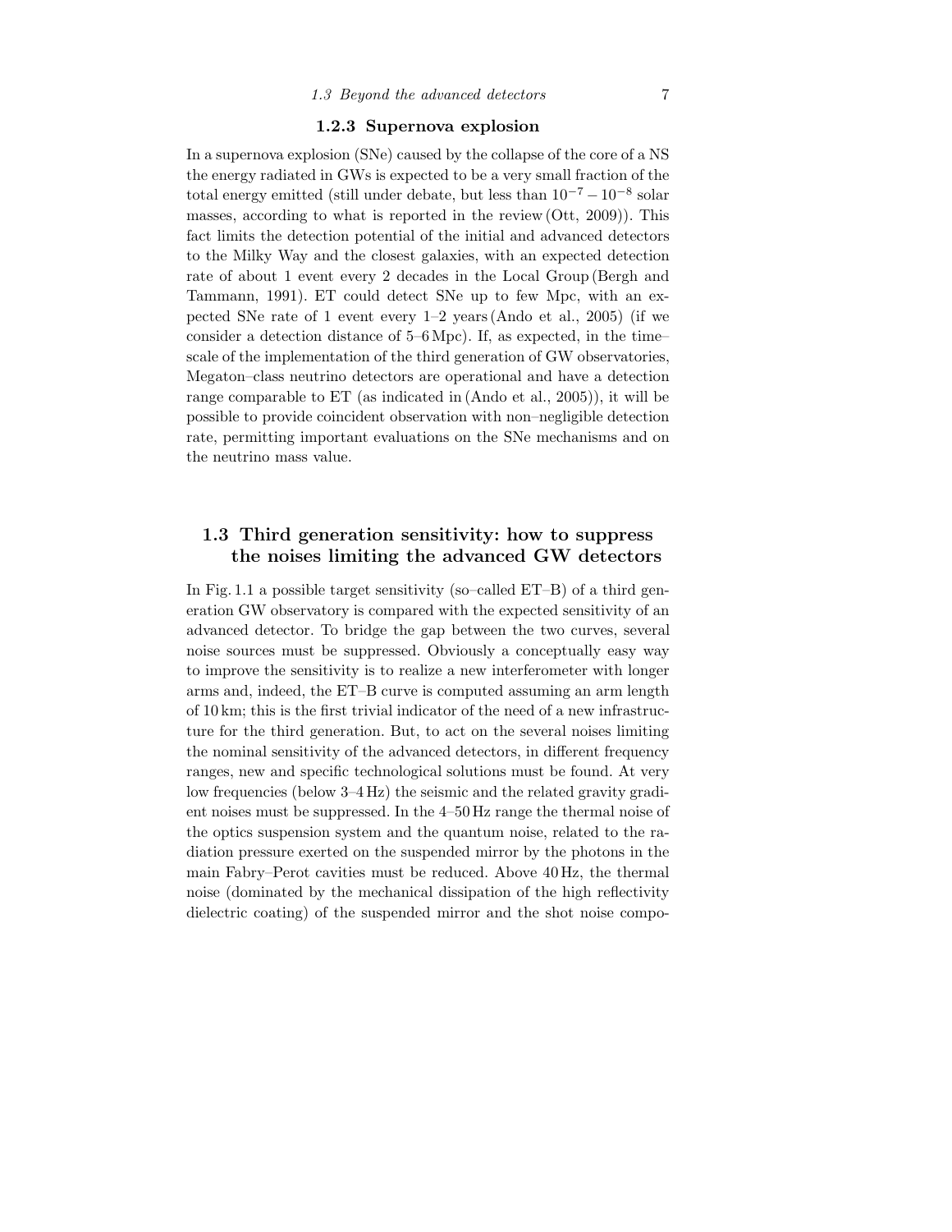### 1.2.3 Supernova explosion

In a supernova explosion (SNe) caused by the collapse of the core of a NS the energy radiated in GWs is expected to be a very small fraction of the total energy emitted (still under debate, but less than $10^{-7} - 10^{-8}$ solar masses, according to what is reported in the review (Ott, 2009)). This fact limits the detection potential of the initial and advanced detectors to the Milky Way and the closest galaxies, with an expected detection rate of about 1 event every 2 decades in the Local Group (Bergh and Tammann, 1991). ET could detect SNe up to few Mpc, with an expected SNe rate of 1 event every 1–2 years (Ando et al., 2005) (if we consider a detection distance of 5–6 Mpc). If, as expected, in the time–scale of the implementation of the third generation of GW observatories, Megaton–class neutrino detectors are operational and have a detection range comparable to ET (as indicated in (Ando et al., 2005)), it will be possible to provide coincident observation with non–negligible detection rate, permitting important evaluations on the SNe mechanisms and on the neutrino mass value.

## 1.3 Third generation sensitivity: how to suppress the noises limiting the advanced GW detectors

In Fig. 1.1 a possible target sensitivity (so–called ET–B) of a third generation GW observatory is compared with the expected sensitivity of an advanced detector. To bridge the gap between the two curves, several noise sources must be suppressed. Obviously a conceptually easy way to improve the sensitivity is to realize a new interferometer with longer arms and, indeed, the ET–B curve is computed assuming an arm length of 10 km; this is the first trivial indicator of the need of a new infrastructure for the third generation. But, to act on the several noises limiting the nominal sensitivity of the advanced detectors, in different frequency ranges, new and specific technological solutions must be found. At very low frequencies (below 3–4 Hz) the seismic and the related gravity gradient noises must be suppressed. In the 4–50 Hz range the thermal noise of the optics suspension system and the quantum noise, related to the radiation pressure exerted on the suspended mirror by the photons in the main Fabry–Perot cavities must be reduced. Above 40 Hz, the thermal noise (dominated by the mechanical dissipation of the high reflectivity dielectric coating) of the suspended mirror and the shot noise compo-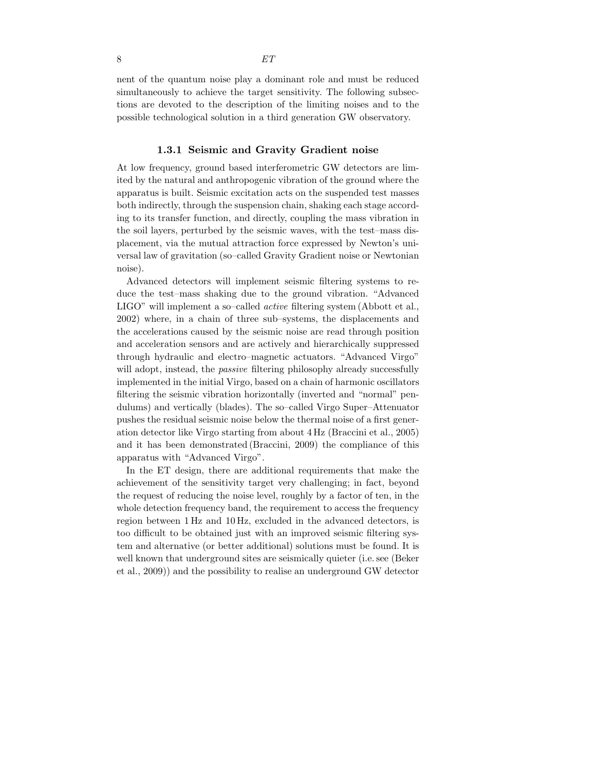nent of the quantum noise play a dominant role and must be reduced simultaneously to achieve the target sensitivity. The following subsections are devoted to the description of the limiting noises and to the possible technological solution in a third generation GW observatory.

### 1.3.1 Seismic and Gravity Gradient noise

At low frequency, ground based interferometric GW detectors are limited by the natural and anthropogenic vibration of the ground where the apparatus is built. Seismic excitation acts on the suspended test masses both indirectly, through the suspension chain, shaking each stage according to its transfer function, and directly, coupling the mass vibration in the soil layers, perturbed by the seismic waves, with the test–mass displacement, via the mutual attraction force expressed by Newton's universal law of gravitation (so–called Gravity Gradient noise or Newtonian noise).

Advanced detectors will implement seismic filtering systems to reduce the test–mass shaking due to the ground vibration. "Advanced LIGO" will implement a so–called *active* filtering system (Abbott et al., 2002) where, in a chain of three sub–systems, the displacements and the accelerations caused by the seismic noise are read through position and acceleration sensors and are actively and hierarchically suppressed through hydraulic and electro–magnetic actuators. "Advanced Virgo" will adopt, instead, the *passive* filtering philosophy already successfully implemented in the initial Virgo, based on a chain of harmonic oscillators filtering the seismic vibration horizontally (inverted and "normal" pendulums) and vertically (blades). The so–called Virgo Super–Attenuator pushes the residual seismic noise below the thermal noise of a first generation detector like Virgo starting from about 4 Hz (Braccini et al., 2005) and it has been demonstrated (Braccini, 2009) the compliance of this apparatus with "Advanced Virgo".

In the ET design, there are additional requirements that make the achievement of the sensitivity target very challenging; in fact, beyond the request of reducing the noise level, roughly by a factor of ten, in the whole detection frequency band, the requirement to access the frequency region between 1 Hz and 10 Hz, excluded in the advanced detectors, is too difficult to be obtained just with an improved seismic filtering system and alternative (or better additional) solutions must be found. It is well known that underground sites are seismically quieter (i.e. see (Beker et al., 2009)) and the possibility to realise an underground GW detector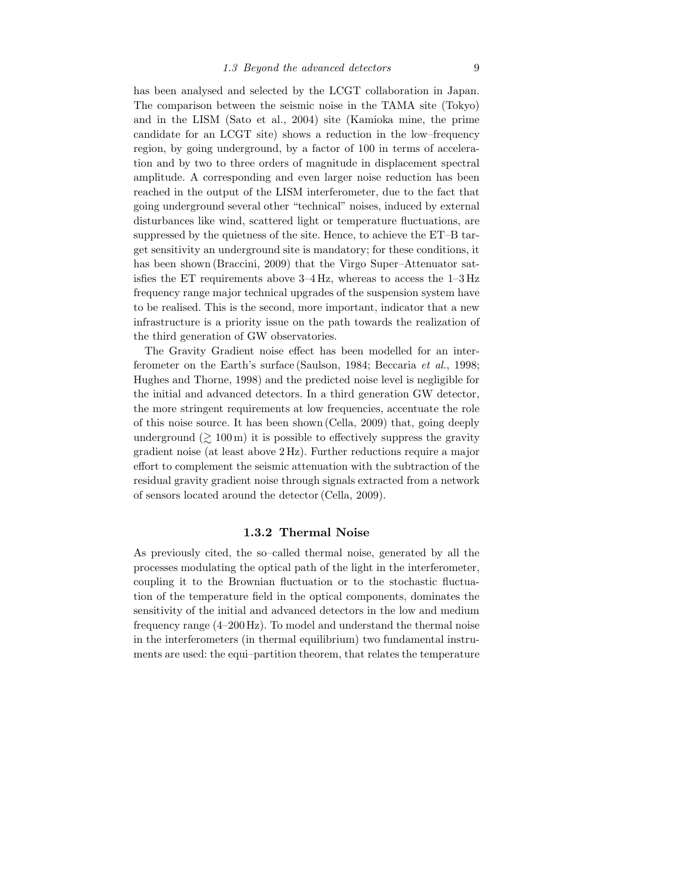has been analysed and selected by the LCGT collaboration in Japan. The comparison between the seismic noise in the TAMA site (Tokyo) and in the LISM (Sato et al., 2004) site (Kamioka mine, the prime candidate for an LCGT site) shows a reduction in the low–frequency region, by going underground, by a factor of 100 in terms of acceleration and by two to three orders of magnitude in displacement spectral amplitude. A corresponding and even larger noise reduction has been reached in the output of the LISM interferometer, due to the fact that going underground several other "technical" noises, induced by external disturbances like wind, scattered light or temperature fluctuations, are suppressed by the quietness of the site. Hence, to achieve the ET–B target sensitivity an underground site is mandatory; for these conditions, it has been shown (Braccini, 2009) that the Virgo Super–Attenuator satisfies the ET requirements above 3–4 Hz, whereas to access the 1–3 Hz frequency range major technical upgrades of the suspension system have to be realised. This is the second, more important, indicator that a new infrastructure is a priority issue on the path towards the realization of the third generation of GW observatories.

The Gravity Gradient noise effect has been modelled for an interferometer on the Earth's surface (Saulson, 1984; Beccaria *et al.*, 1998; Hughes and Thorne, 1998) and the predicted noise level is negligible for the initial and advanced detectors. In a third generation GW detector, the more stringent requirements at low frequencies, accentuate the role of this noise source. It has been shown (Cella, 2009) that, going deeply underground ($\gtrsim 100\,\mathrm{m}$) it is possible to effectively suppress the gravity gradient noise (at least above 2 Hz). Further reductions require a major effort to complement the seismic attenuation with the subtraction of the residual gravity gradient noise through signals extracted from a network of sensors located around the detector (Cella, 2009).

### 1.3.2 Thermal Noise

As previously cited, the so–called thermal noise, generated by all the processes modulating the optical path of the light in the interferometer, coupling it to the Brownian fluctuation or to the stochastic fluctuation of the temperature field in the optical components, dominates the sensitivity of the initial and advanced detectors in the low and medium frequency range (4–200 Hz). To model and understand the thermal noise in the interferometers (in thermal equilibrium) two fundamental instruments are used: the equi–partition theorem, that relates the temperature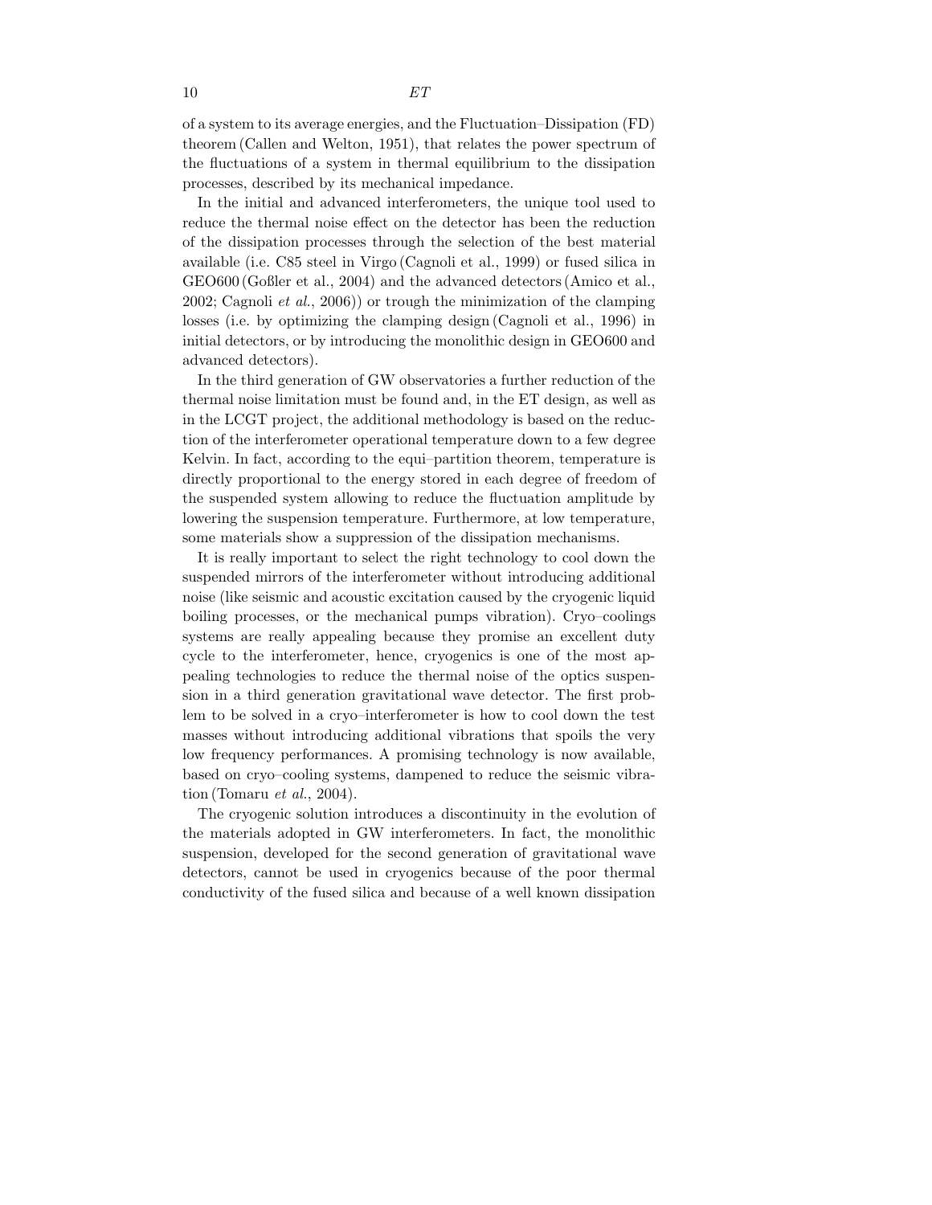of a system to its average energies, and the Fluctuation–Dissipation (FD) theorem (Callen and Welton, 1951), that relates the power spectrum of the fluctuations of a system in thermal equilibrium to the dissipation processes, described by its mechanical impedance.

In the initial and advanced interferometers, the unique tool used to reduce the thermal noise effect on the detector has been the reduction of the dissipation processes through the selection of the best material available (i.e. C85 steel in Virgo (Cagnoli et al., 1999) or fused silica in GEO600 (Goßler et al., 2004) and the advanced detectors (Amico et al., 2002; Cagnoli *et al.*, 2006)) or trough the minimization of the clamping losses (i.e. by optimizing the clamping design (Cagnoli et al., 1996) in initial detectors, or by introducing the monolithic design in GEO600 and advanced detectors).

In the third generation of GW observatories a further reduction of the thermal noise limitation must be found and, in the ET design, as well as in the LCGT project, the additional methodology is based on the reduction of the interferometer operational temperature down to a few degree Kelvin. In fact, according to the equi–partition theorem, temperature is directly proportional to the energy stored in each degree of freedom of the suspended system allowing to reduce the fluctuation amplitude by lowering the suspension temperature. Furthermore, at low temperature, some materials show a suppression of the dissipation mechanisms.

It is really important to select the right technology to cool down the suspended mirrors of the interferometer without introducing additional noise (like seismic and acoustic excitation caused by the cryogenic liquid boiling processes, or the mechanical pumps vibration). Cryo–coolings systems are really appealing because they promise an excellent duty cycle to the interferometer, hence, cryogenics is one of the most appealing technologies to reduce the thermal noise of the optics suspension in a third generation gravitational wave detector. The first problem to be solved in a cryo–interferometer is how to cool down the test masses without introducing additional vibrations that spoils the very low frequency performances. A promising technology is now available, based on cryo–cooling systems, dampened to reduce the seismic vibration (Tomaru *et al.*, 2004).

The cryogenic solution introduces a discontinuity in the evolution of the materials adopted in GW interferometers. In fact, the monolithic suspension, developed for the second generation of gravitational wave detectors, cannot be used in cryogenics because of the poor thermal conductivity of the fused silica and because of a well known dissipation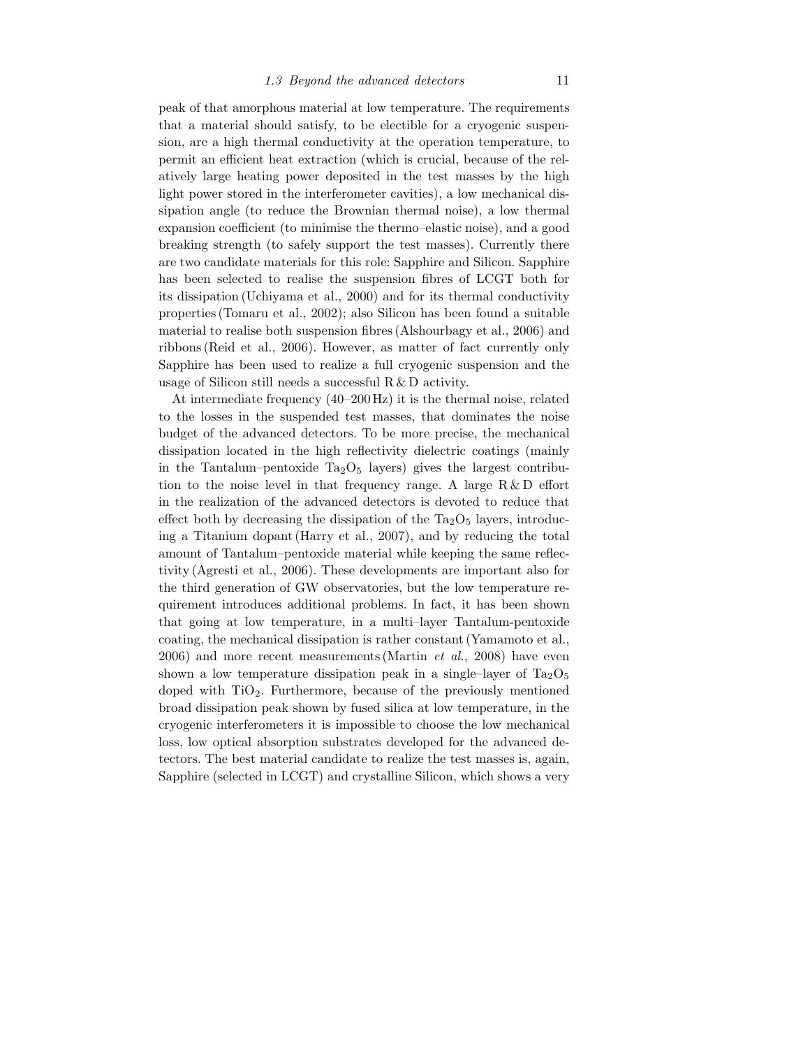peak of that amorphous material at low temperature. The requirements that a material should satisfy, to be electible for a cryogenic suspension, are a high thermal conductivity at the operation temperature, to permit an efficient heat extraction (which is crucial, because of the relatively large heating power deposited in the test masses by the high light power stored in the interferometer cavities), a low mechanical dissipation angle (to reduce the Brownian thermal noise), a low thermal expansion coefficient (to minimise the thermo–elastic noise), and a good breaking strength (to safely support the test masses). Currently there are two candidate materials for this role: Sapphire and Silicon. Sapphire has been selected to realise the suspension fibres of LCGT both for its dissipation (Uchiyama et al., 2000) and for its thermal conductivity properties (Tomaru et al., 2002); also Silicon has been found a suitable material to realise both suspension fibres (Alshourbagy et al., 2006) and ribbons (Reid et al., 2006). However, as matter of fact currently only Sapphire has been used to realize a full cryogenic suspension and the usage of Silicon still needs a successful R & D activity.

At intermediate frequency (40–200 Hz) it is the thermal noise, related to the losses in the suspended test masses, that dominates the noise budget of the advanced detectors. To be more precise, the mechanical dissipation located in the high reflectivity dielectric coatings (mainly in the Tantalum–pentoxide $Ta_2O_5$ layers) gives the largest contribution to the noise level in that frequency range. A large R & D effort in the realization of the advanced detectors is devoted to reduce that effect both by decreasing the dissipation of the $Ta_2O_5$ layers, introducing a Titanium dopant (Harry et al., 2007), and by reducing the total amount of Tantalum–pentoxide material while keeping the same reflectivity (Agresti et al., 2006). These developments are important also for the third generation of GW observatories, but the low temperature requirement introduces additional problems. In fact, it has been shown that going at low temperature, in a multi–layer Tantalum-pentoxide coating, the mechanical dissipation is rather constant (Yamamoto et al., 2006) and more recent measurements (Martin *et al.*, 2008) have even shown a low temperature dissipation peak in a single–layer of $Ta_2O_5$ doped with $TiO_2$. Furthermore, because of the previously mentioned broad dissipation peak shown by fused silica at low temperature, in the cryogenic interferometers it is impossible to choose the low mechanical loss, low optical absorption substrates developed for the advanced detectors. The best material candidate to realize the test masses is, again, Sapphire (selected in LCGT) and crystalline Silicon, which shows a very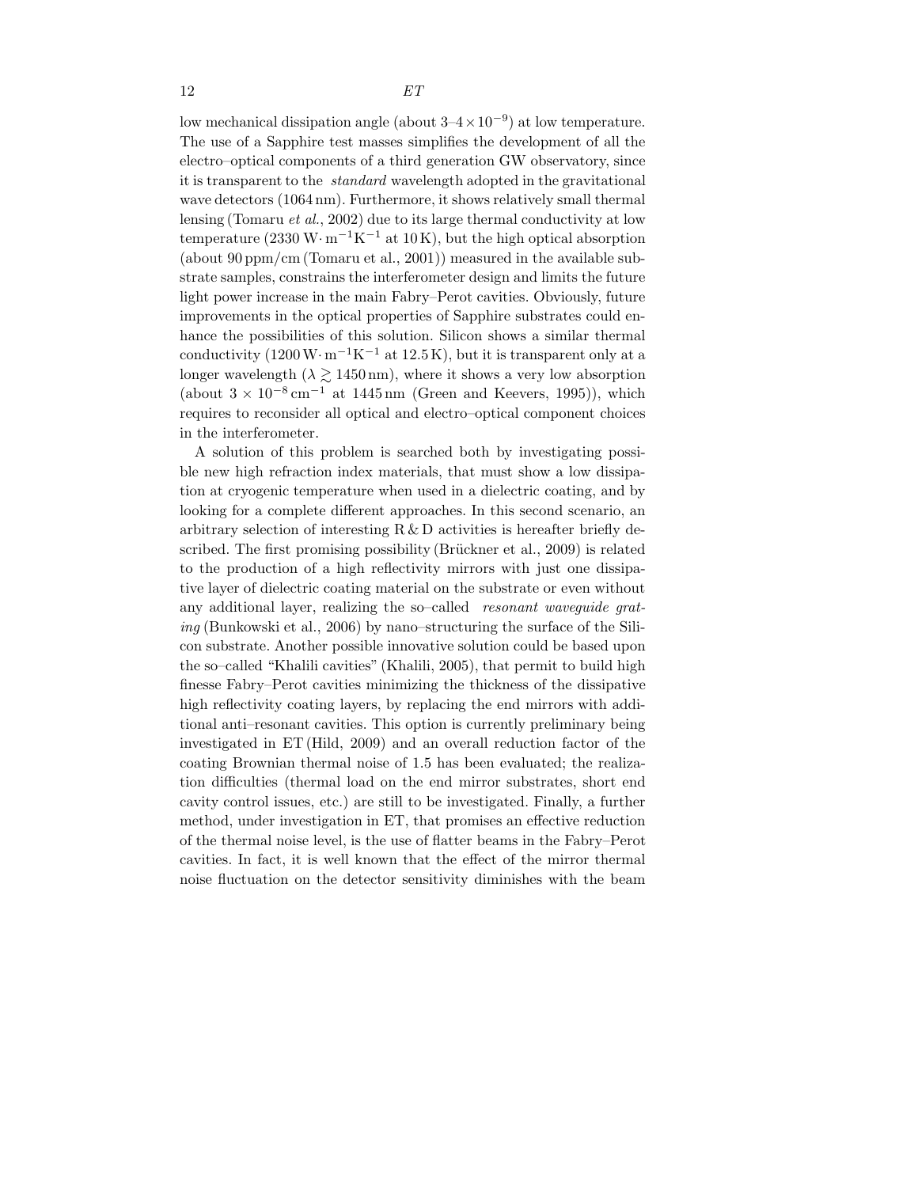low mechanical dissipation angle (about $3$–$4 \times 10^{-9}$) at low temperature. The use of a Sapphire test masses simplifies the development of all the electro–optical components of a third generation GW observatory, since it is transparent to the *standard* wavelength adopted in the gravitational wave detectors (1064 nm). Furthermore, it shows relatively small thermal lensing (Tomaru *et al.*, 2002) due to its large thermal conductivity at low temperature ($2330\,\mathrm{W \cdot m^{-1} K^{-1}}$ at 10 K), but the high optical absorption (about 90 ppm/cm (Tomaru et al., 2001)) measured in the available substrate samples, constrains the interferometer design and limits the future light power increase in the main Fabry–Perot cavities. Obviously, future improvements in the optical properties of Sapphire substrates could enhance the possibilities of this solution. Silicon shows a similar thermal conductivity ($1200\,\mathrm{W \cdot m^{-1} K^{-1}}$ at 12.5 K), but it is transparent only at a longer wavelength ($\lambda \gtrsim 1450\,\mathrm{nm}$), where it shows a very low absorption (about $3 \times 10^{-8}\,\mathrm{cm^{-1}}$ at 1445 nm (Green and Keevers, 1995)), which requires to reconsider all optical and electro–optical component choices in the interferometer.

A solution of this problem is searched both by investigating possible new high refraction index materials, that must show a low dissipation at cryogenic temperature when used in a dielectric coating, and by looking for a complete different approaches. In this second scenario, an arbitrary selection of interesting R & D activities is hereafter briefly described. The first promising possibility (Brückner et al., 2009) is related to the production of a high reflectivity mirrors with just one dissipative layer of dielectric coating material on the substrate or even without any additional layer, realizing the so–called *resonant waveguide grating* (Bunkowski et al., 2006) by nano–structuring the surface of the Silicon substrate. Another possible innovative solution could be based upon the so–called "Khalili cavities" (Khalili, 2005), that permit to build high finesse Fabry–Perot cavities minimizing the thickness of the dissipative high reflectivity coating layers, by replacing the end mirrors with additional anti–resonant cavities. This option is currently preliminary being investigated in ET (Hild, 2009) and an overall reduction factor of the coating Brownian thermal noise of 1.5 has been evaluated; the realization difficulties (thermal load on the end mirror substrates, short end cavity control issues, etc.) are still to be investigated. Finally, a further method, under investigation in ET, that promises an effective reduction of the thermal noise level, is the use of flatter beams in the Fabry–Perot cavities. In fact, it is well known that the effect of the mirror thermal noise fluctuation on the detector sensitivity diminishes with the beam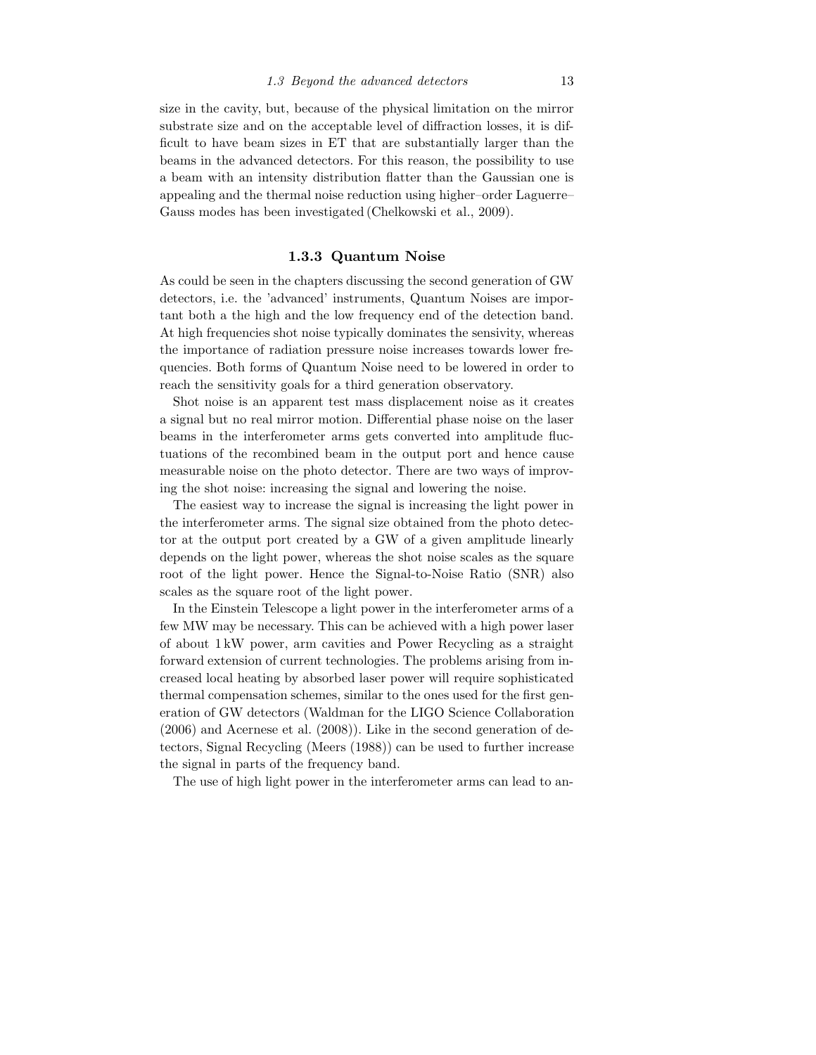size in the cavity, but, because of the physical limitation on the mirror substrate size and on the acceptable level of diffraction losses, it is difficult to have beam sizes in ET that are substantially larger than the beams in the advanced detectors. For this reason, the possibility to use a beam with an intensity distribution flatter than the Gaussian one is appealing and the thermal noise reduction using higher–order Laguerre–Gauss modes has been investigated (Chelkowski et al., 2009).

### 1.3.3 Quantum Noise

As could be seen in the chapters discussing the second generation of GW detectors, i.e. the 'advanced' instruments, Quantum Noises are important both a the high and the low frequency end of the detection band. At high frequencies shot noise typically dominates the sensivity, whereas the importance of radiation pressure noise increases towards lower frequencies. Both forms of Quantum Noise need to be lowered in order to reach the sensitivity goals for a third generation observatory.

Shot noise is an apparent test mass displacement noise as it creates a signal but no real mirror motion. Differential phase noise on the laser beams in the interferometer arms gets converted into amplitude fluctuations of the recombined beam in the output port and hence cause measurable noise on the photo detector. There are two ways of improving the shot noise: increasing the signal and lowering the noise.

The easiest way to increase the signal is increasing the light power in the interferometer arms. The signal size obtained from the photo detector at the output port created by a GW of a given amplitude linearly depends on the light power, whereas the shot noise scales as the square root of the light power. Hence the Signal-to-Noise Ratio (SNR) also scales as the square root of the light power.

In the Einstein Telescope a light power in the interferometer arms of a few MW may be necessary. This can be achieved with a high power laser of about 1 kW power, arm cavities and Power Recycling as a straight forward extension of current technologies. The problems arising from increased local heating by absorbed laser power will require sophisticated thermal compensation schemes, similar to the ones used for the first generation of GW detectors (Waldman for the LIGO Science Collaboration (2006) and Acernese et al. (2008)). Like in the second generation of detectors, Signal Recycling (Meers (1988)) can be used to further increase the signal in parts of the frequency band.

The use of high light power in the interferometer arms can lead to an-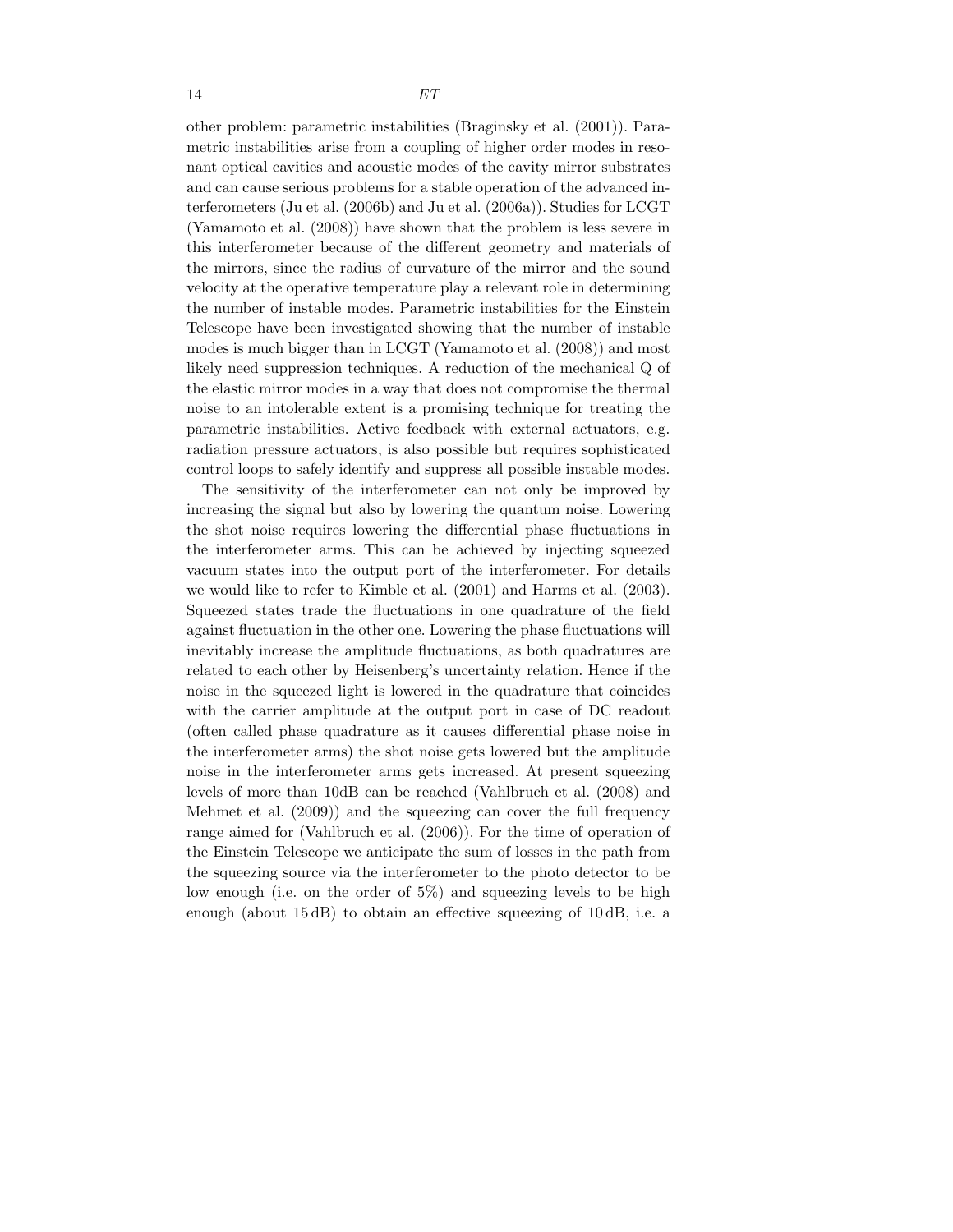other problem: parametric instabilities (Braginsky et al. (2001)). Parametric instabilities arise from a coupling of higher order modes in resonant optical cavities and acoustic modes of the cavity mirror substrates and can cause serious problems for a stable operation of the advanced interferometers (Ju et al. (2006b) and Ju et al. (2006a)). Studies for LCGT (Yamamoto et al. (2008)) have shown that the problem is less severe in this interferometer because of the different geometry and materials of the mirrors, since the radius of curvature of the mirror and the sound velocity at the operative temperature play a relevant role in determining the number of instable modes. Parametric instabilities for the Einstein Telescope have been investigated showing that the number of instable modes is much bigger than in LCGT (Yamamoto et al. (2008)) and most likely need suppression techniques. A reduction of the mechanical Q of the elastic mirror modes in a way that does not compromise the thermal noise to an intolerable extent is a promising technique for treating the parametric instabilities. Active feedback with external actuators, e.g. radiation pressure actuators, is also possible but requires sophisticated control loops to safely identify and suppress all possible instable modes.

The sensitivity of the interferometer can not only be improved by increasing the signal but also by lowering the quantum noise. Lowering the shot noise requires lowering the differential phase fluctuations in the interferometer arms. This can be achieved by injecting squeezed vacuum states into the output port of the interferometer. For details we would like to refer to Kimble et al. (2001) and Harms et al. (2003). Squeezed states trade the fluctuations in one quadrature of the field against fluctuation in the other one. Lowering the phase fluctuations will inevitably increase the amplitude fluctuations, as both quadratures are related to each other by Heisenberg's uncertainty relation. Hence if the noise in the squeezed light is lowered in the quadrature that coincides with the carrier amplitude at the output port in case of DC readout (often called phase quadrature as it causes differential phase noise in the interferometer arms) the shot noise gets lowered but the amplitude noise in the interferometer arms gets increased. At present squeezing levels of more than 10dB can be reached (Vahlbruch et al. (2008) and Mehmet et al. (2009)) and the squeezing can cover the full frequency range aimed for (Vahlbruch et al. (2006)). For the time of operation of the Einstein Telescope we anticipate the sum of losses in the path from the squeezing source via the interferometer to the photo detector to be low enough (i.e. on the order of 5%) and squeezing levels to be high enough (about 15 dB) to obtain an effective squeezing of 10 dB, i.e. a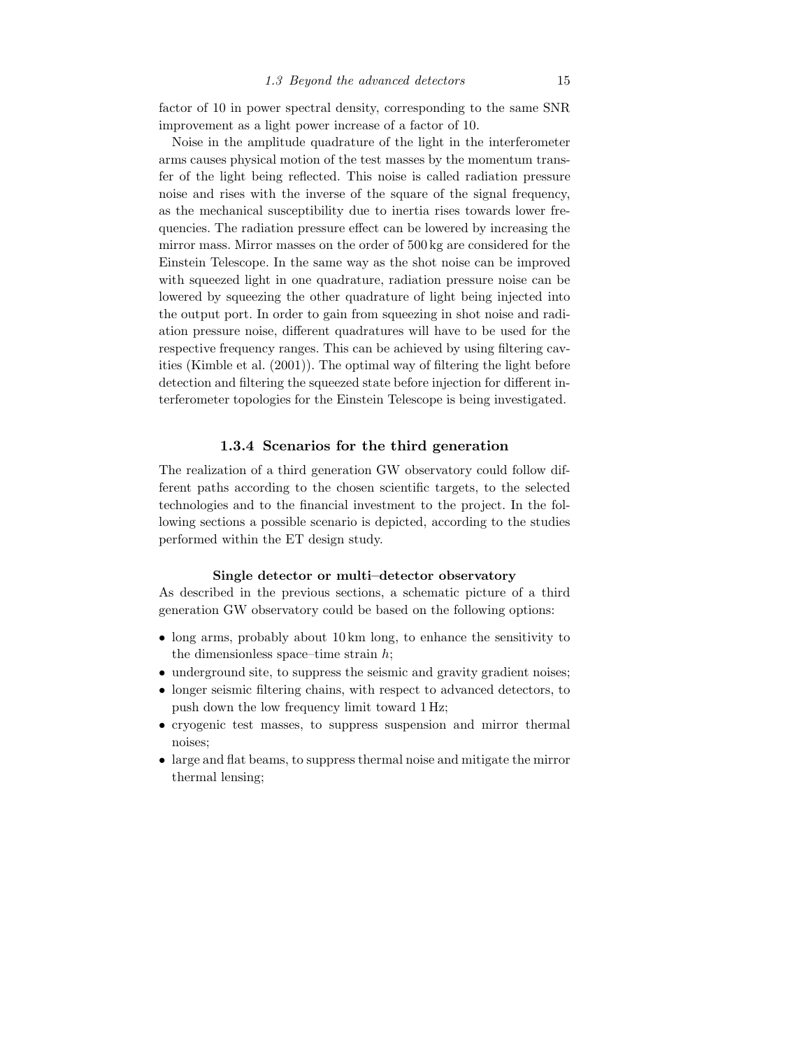factor of 10 in power spectral density, corresponding to the same SNR improvement as a light power increase of a factor of 10.

Noise in the amplitude quadrature of the light in the interferometer arms causes physical motion of the test masses by the momentum transfer of the light being reflected. This noise is called radiation pressure noise and rises with the inverse of the square of the signal frequency, as the mechanical susceptibility due to inertia rises towards lower frequencies. The radiation pressure effect can be lowered by increasing the mirror mass. Mirror masses on the order of 500 kg are considered for the Einstein Telescope. In the same way as the shot noise can be improved with squeezed light in one quadrature, radiation pressure noise can be lowered by squeezing the other quadrature of light being injected into the output port. In order to gain from squeezing in shot noise and radiation pressure noise, different quadratures will have to be used for the respective frequency ranges. This can be achieved by using filtering cavities (Kimble et al. (2001)). The optimal way of filtering the light before detection and filtering the squeezed state before injection for different interferometer topologies for the Einstein Telescope is being investigated.

### 1.3.4 Scenarios for the third generation

The realization of a third generation GW observatory could follow different paths according to the chosen scientific targets, to the selected technologies and to the financial investment to the project. In the following sections a possible scenario is depicted, according to the studies performed within the ET design study.

#### Single detector or multi–detector observatory

As described in the previous sections, a schematic picture of a third generation GW observatory could be based on the following options:

- long arms, probably about 10 km long, to enhance the sensitivity to the dimensionless space–time strain $h$;
- underground site, to suppress the seismic and gravity gradient noises;
- longer seismic filtering chains, with respect to advanced detectors, to push down the low frequency limit toward 1 Hz;
- cryogenic test masses, to suppress suspension and mirror thermal noises;
- large and flat beams, to suppress thermal noise and mitigate the mirror thermal lensing;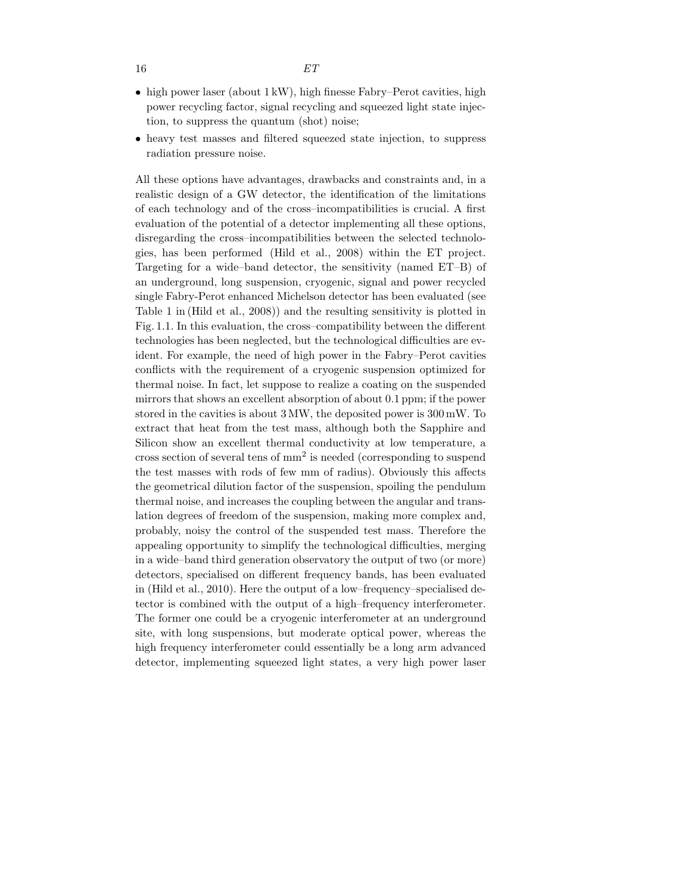- high power laser (about 1 kW), high finesse Fabry–Perot cavities, high power recycling factor, signal recycling and squeezed light state injection, to suppress the quantum (shot) noise;
- heavy test masses and filtered squeezed state injection, to suppress radiation pressure noise.

All these options have advantages, drawbacks and constraints and, in a realistic design of a GW detector, the identification of the limitations of each technology and of the cross–incompatibilities is crucial. A first evaluation of the potential of a detector implementing all these options, disregarding the cross–incompatibilities between the selected technologies, has been performed (Hild et al., 2008) within the ET project. Targeting for a wide–band detector, the sensitivity (named ET–B) of an underground, long suspension, cryogenic, signal and power recycled single Fabry-Perot enhanced Michelson detector has been evaluated (see Table 1 in (Hild et al., 2008)) and the resulting sensitivity is plotted in Fig. 1.1. In this evaluation, the cross–compatibility between the different technologies has been neglected, but the technological difficulties are evident. For example, the need of high power in the Fabry–Perot cavities conflicts with the requirement of a cryogenic suspension optimized for thermal noise. In fact, let suppose to realize a coating on the suspended mirrors that shows an excellent absorption of about 0.1 ppm; if the power stored in the cavities is about 3 MW, the deposited power is 300 mW. To extract that heat from the test mass, although both the Sapphire and Silicon show an excellent thermal conductivity at low temperature, a cross section of several tens of $mm^2$ is needed (corresponding to suspend the test masses with rods of few mm of radius). Obviously this affects the geometrical dilution factor of the suspension, spoiling the pendulum thermal noise, and increases the coupling between the angular and translation degrees of freedom of the suspension, making more complex and, probably, noisy the control of the suspended test mass. Therefore the appealing opportunity to simplify the technological difficulties, merging in a wide–band third generation observatory the output of two (or more) detectors, specialised on different frequency bands, has been evaluated in (Hild et al., 2010). Here the output of a low–frequency–specialised detector is combined with the output of a high–frequency interferometer. The former one could be a cryogenic interferometer at an underground site, with long suspensions, but moderate optical power, whereas the high frequency interferometer could essentially be a long arm advanced detector, implementing squeezed light states, a very high power laser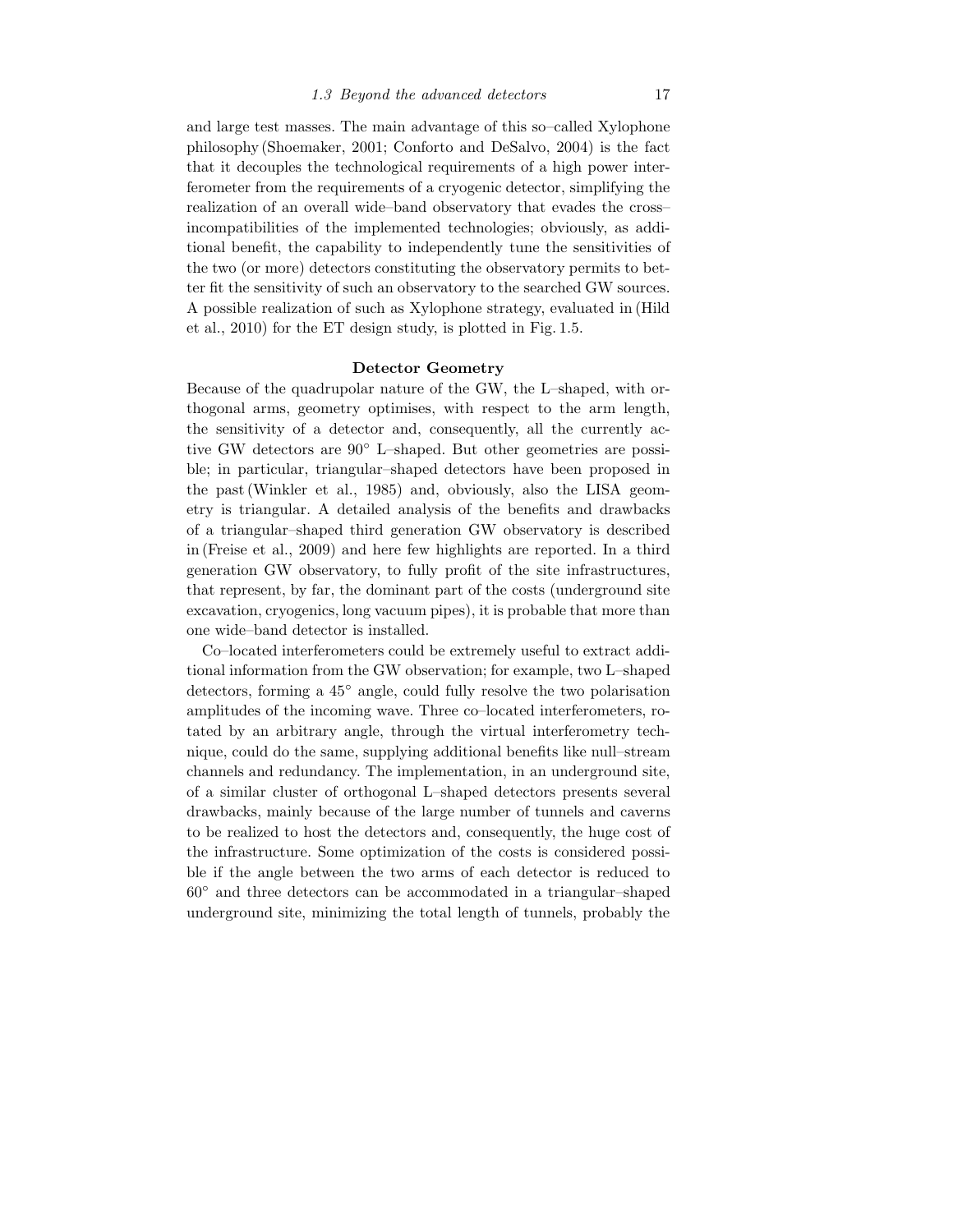and large test masses. The main advantage of this so–called Xylophone philosophy (Shoemaker, 2001; Conforto and DeSalvo, 2004) is the fact that it decouples the technological requirements of a high power interferometer from the requirements of a cryogenic detector, simplifying the realization of an overall wide–band observatory that evades the cross–incompatibilities of the implemented technologies; obviously, as additional benefit, the capability to independently tune the sensitivities of the two (or more) detectors constituting the observatory permits to better fit the sensitivity of such an observatory to the searched GW sources. A possible realization of such as Xylophone strategy, evaluated in (Hild et al., 2010) for the ET design study, is plotted in Fig. 1.5.

### Detector Geometry

Because of the quadrupolar nature of the GW, the L–shaped, with orthogonal arms, geometry optimises, with respect to the arm length, the sensitivity of a detector and, consequently, all the currently active GW detectors are $90^\circ$ L–shaped. But other geometries are possible; in particular, triangular–shaped detectors have been proposed in the past (Winkler et al., 1985) and, obviously, also the LISA geometry is triangular. A detailed analysis of the benefits and drawbacks of a triangular–shaped third generation GW observatory is described in (Freise et al., 2009) and here few highlights are reported. In a third generation GW observatory, to fully profit of the site infrastructures, that represent, by far, the dominant part of the costs (underground site excavation, cryogenics, long vacuum pipes), it is probable that more than one wide–band detector is installed.

Co–located interferometers could be extremely useful to extract additional information from the GW observation; for example, two L–shaped detectors, forming a $45^\circ$ angle, could fully resolve the two polarisation amplitudes of the incoming wave. Three co–located interferometers, rotated by an arbitrary angle, through the virtual interferometry technique, could do the same, supplying additional benefits like null–stream channels and redundancy. The implementation, in an underground site, of a similar cluster of orthogonal L–shaped detectors presents several drawbacks, mainly because of the large number of tunnels and caverns to be realized to host the detectors and, consequently, the huge cost of the infrastructure. Some optimization of the costs is considered possible if the angle between the two arms of each detector is reduced to $60^\circ$ and three detectors can be accommodated in a triangular–shaped underground site, minimizing the total length of tunnels, probably the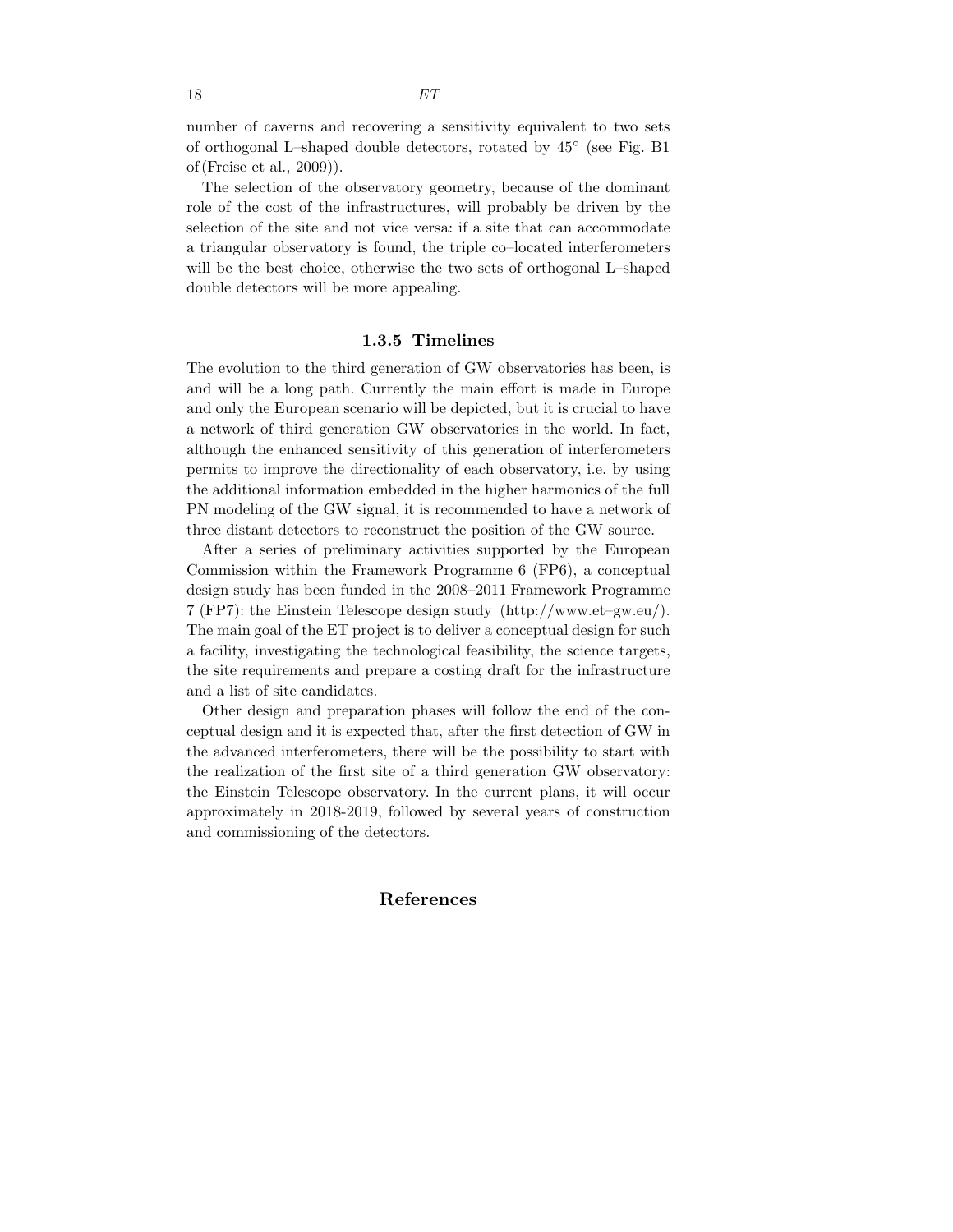number of caverns and recovering a sensitivity equivalent to two sets of orthogonal L–shaped double detectors, rotated by 45° (see Fig. B1 of (Freise et al., 2009)).

The selection of the observatory geometry, because of the dominant role of the cost of the infrastructures, will probably be driven by the selection of the site and not vice versa: if a site that can accommodate a triangular observatory is found, the triple co–located interferometers will be the best choice, otherwise the two sets of orthogonal L–shaped double detectors will be more appealing.

### 1.3.5 Timelines

The evolution to the third generation of GW observatories has been, is and will be a long path. Currently the main effort is made in Europe and only the European scenario will be depicted, but it is crucial to have a network of third generation GW observatories in the world. In fact, although the enhanced sensitivity of this generation of interferometers permits to improve the directionality of each observatory, i.e. by using the additional information embedded in the higher harmonics of the full PN modeling of the GW signal, it is recommended to have a network of three distant detectors to reconstruct the position of the GW source.

After a series of preliminary activities supported by the European Commission within the Framework Programme 6 (FP6), a conceptual design study has been funded in the 2008–2011 Framework Programme 7 (FP7): the Einstein Telescope design study (http://www.et–gw.eu/). The main goal of the ET project is to deliver a conceptual design for such a facility, investigating the technological feasibility, the science targets, the site requirements and prepare a costing draft for the infrastructure and a list of site candidates.

Other design and preparation phases will follow the end of the conceptual design and it is expected that, after the first detection of GW in the advanced interferometers, there will be the possibility to start with the realization of the first site of a third generation GW observatory: the Einstein Telescope observatory. In the current plans, it will occur approximately in 2018-2019, followed by several years of construction and commissioning of the detectors.

## References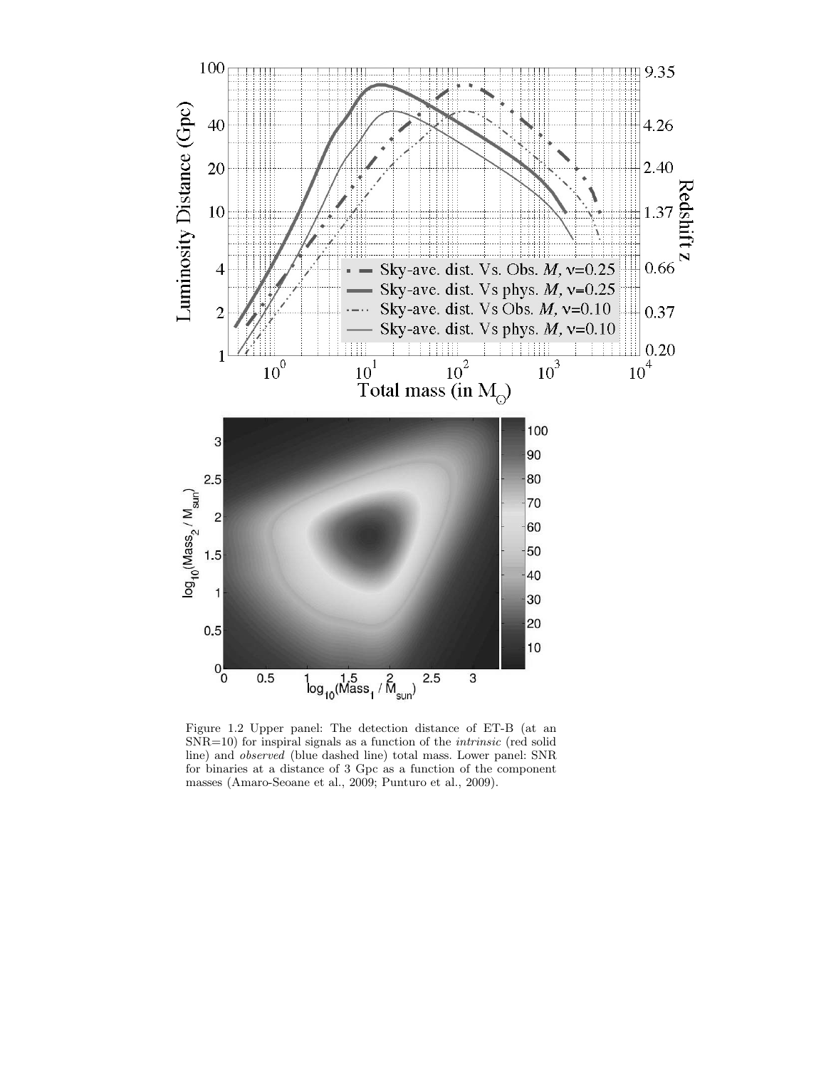Figure 1.2 Upper panel: The detection distance of ET-B (at an SNR=10) for inspiral signals as a function of the *intrinsic* (red solid line) and *observed* (blue dashed line) total mass. Lower panel: SNR for binaries at a distance of 3 Gpc as a function of the component masses (Amaro-Seoane et al., 2009; Punturo et al., 2009).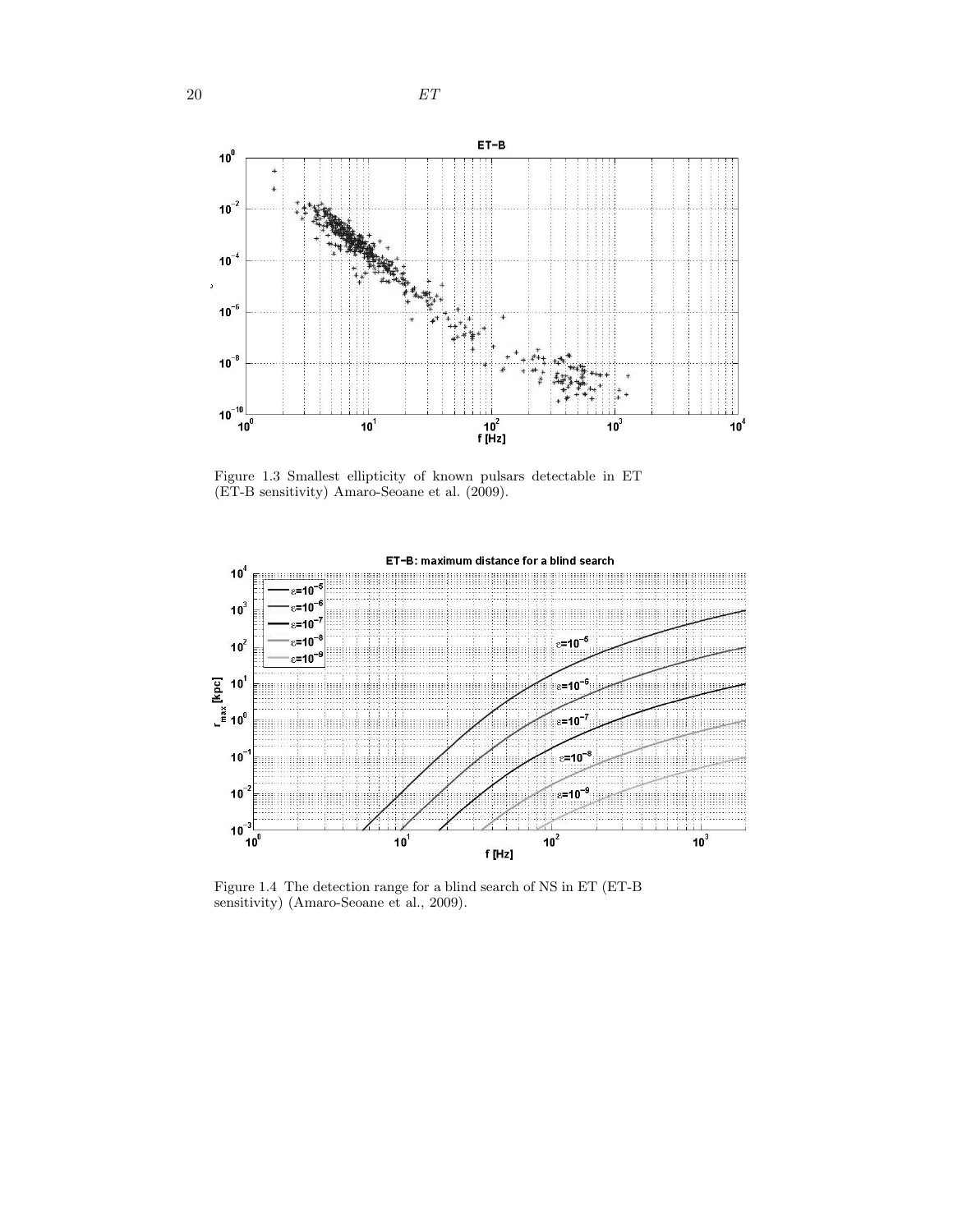Figure 1.3 Smallest ellipticity of known pulsars detectable in ET (ET-B sensitivity) Amaro-Seoane et al. (2009).

Figure 1.4 The detection range for a blind search of NS in ET (ET-B sensitivity) (Amaro-Seoane et al., 2009).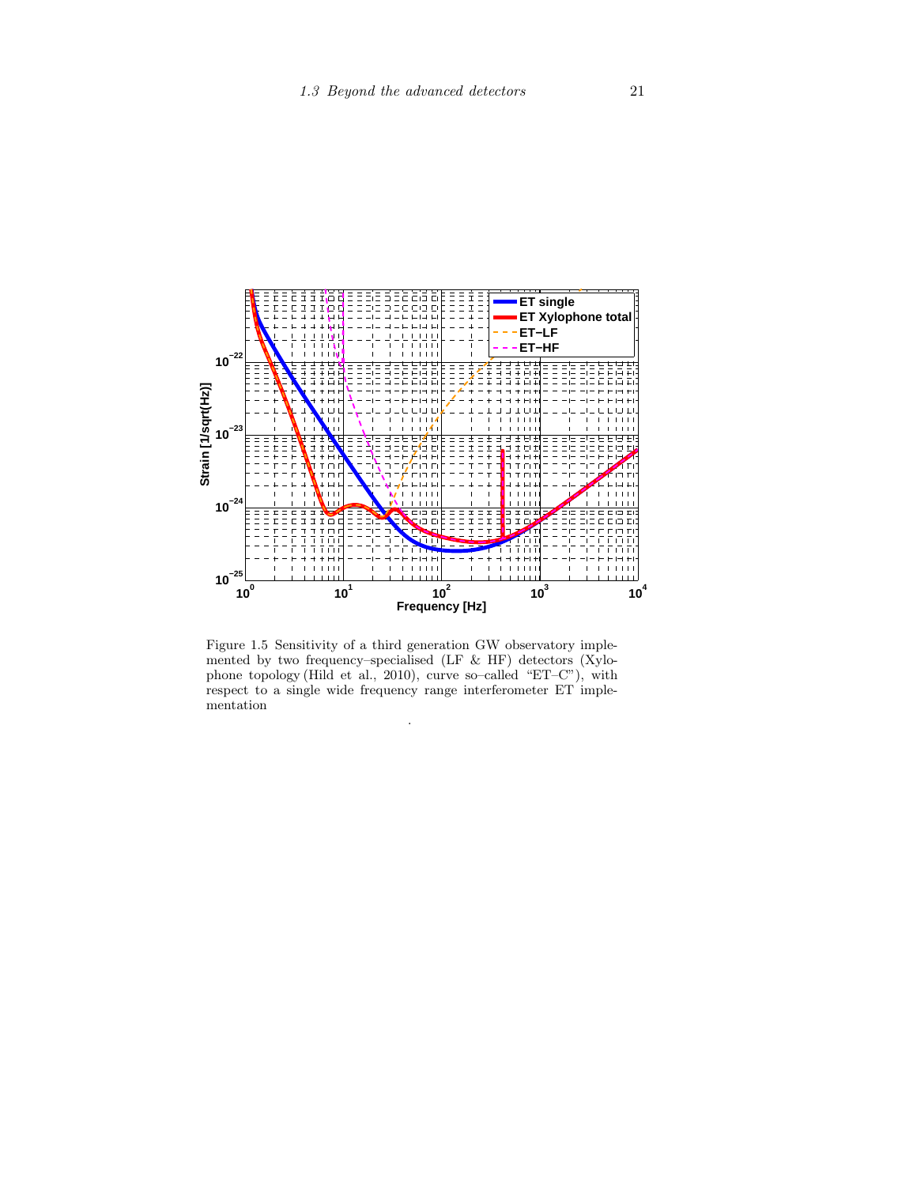Figure 1.5 Sensitivity of a third generation GW observatory implemented by two frequency–specialised (LF & HF) detectors (Xylophone topology (Hild et al., 2010), curve so–called "ET–C"), with respect to a single wide frequency range interferometer ET implementation

.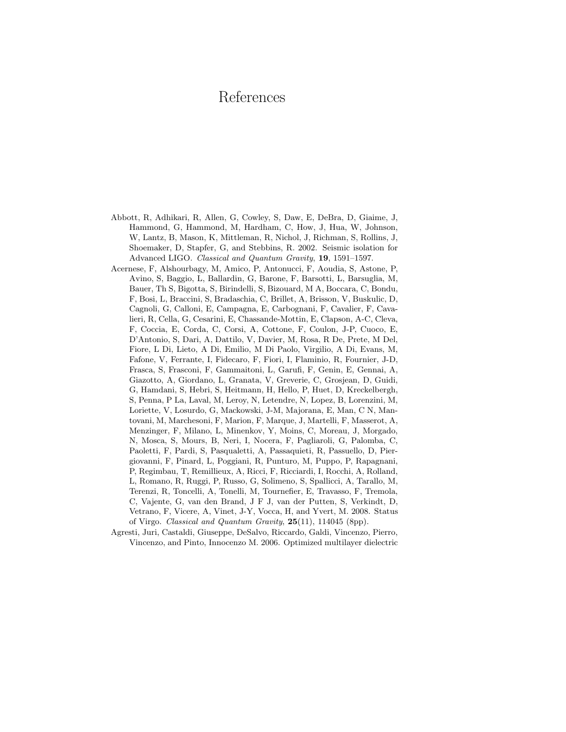# References

Abbott, R, Adhikari, R, Allen, G, Cowley, S, Daw, E, DeBra, D, Giaime, J, Hammond, G, Hammond, M, Hardham, C, How, J, Hua, W, Johnson, W, Lantz, B, Mason, K, Mittleman, R, Nichol, J, Richman, S, Rollins, J, Shoemaker, D, Stapfer, G, and Stebbins, R. 2002. Seismic isolation for Advanced LIGO. *Classical and Quantum Gravity*, **19**, 1591–1597.

Acernese, F, Alshourbagy, M, Amico, P, Antonucci, F, Aoudia, S, Astone, P, Avino, S, Baggio, L, Ballardin, G, Barone, F, Barsotti, L, Barsuglia, M, Bauer, Th S, Bigotta, S, Birindelli, S, Bizouard, M A, Boccara, C, Bondu, F, Bosi, L, Braccini, S, Bradaschia, C, Brillet, A, Brisson, V, Buskulic, D, Cagnoli, G, Calloni, E, Campagna, E, Carbognani, F, Cavalier, F, Cavalieri, R, Cella, G, Cesarini, E, Chassande-Mottin, E, Clapson, A-C, Cleva, F, Coccia, E, Corda, C, Corsi, A, Cottone, F, Coulon, J-P, Cuoco, E, D'Antonio, S, Dari, A, Dattilo, V, Davier, M, Rosa, R De, Prete, M Del, Fiore, L Di, Lieto, A Di, Emilio, M Di Paolo, Virgilio, A Di, Evans, M, Fafone, V, Ferrante, I, Fidecaro, F, Fiori, I, Flaminio, R, Fournier, J-D, Frasca, S, Frasconi, F, Gammaitoni, L, Garufi, F, Genin, E, Gennai, A, Giazotto, A, Giordano, L, Granata, V, Greverie, C, Grosjean, D, Guidi, G, Hamdani, S, Hebri, S, Heitmann, H, Hello, P, Huet, D, Kreckelbergh, S, Penna, P La, Laval, M, Leroy, N, Letendre, N, Lopez, B, Lorenzini, M, Loriette, V, Losurdo, G, Mackowski, J-M, Majorana, E, Man, C N, Mantovani, M, Marchesoni, F, Marion, F, Marque, J, Martelli, F, Masserot, A, Menzinger, F, Milano, L, Minenkov, Y, Moins, C, Moreau, J, Morgado, N, Mosca, S, Mours, B, Neri, I, Nocera, F, Pagliaroli, G, Palomba, C, Paoletti, F, Pardi, S, Pasqualetti, A, Passaquieti, R, Passuello, D, Piergiovanni, F, Pinard, L, Poggiani, R, Punturo, M, Puppo, P, Rapagnani, P, Regimbau, T, Remillieux, A, Ricci, F, Ricciardi, I, Rocchi, A, Rolland, L, Romano, R, Ruggi, P, Russo, G, Solimeno, S, Spallicci, A, Tarallo, M, Terenzi, R, Toncelli, A, Tonelli, M, Tournefier, E, Travasso, F, Tremola, C, Vajente, G, van den Brand, J F J, van der Putten, S, Verkindt, D, Vetrano, F, Vicere, A, Vinet, J-Y, Vocca, H, and Yvert, M. 2008. Status of Virgo. *Classical and Quantum Gravity*, **25**(11), 114045 (8pp).

Agresti, Juri, Castaldi, Giuseppe, DeSalvo, Riccardo, Galdi, Vincenzo, Pierro, Vincenzo, and Pinto, Innocenzo M. 2006. Optimized multilayer dielectric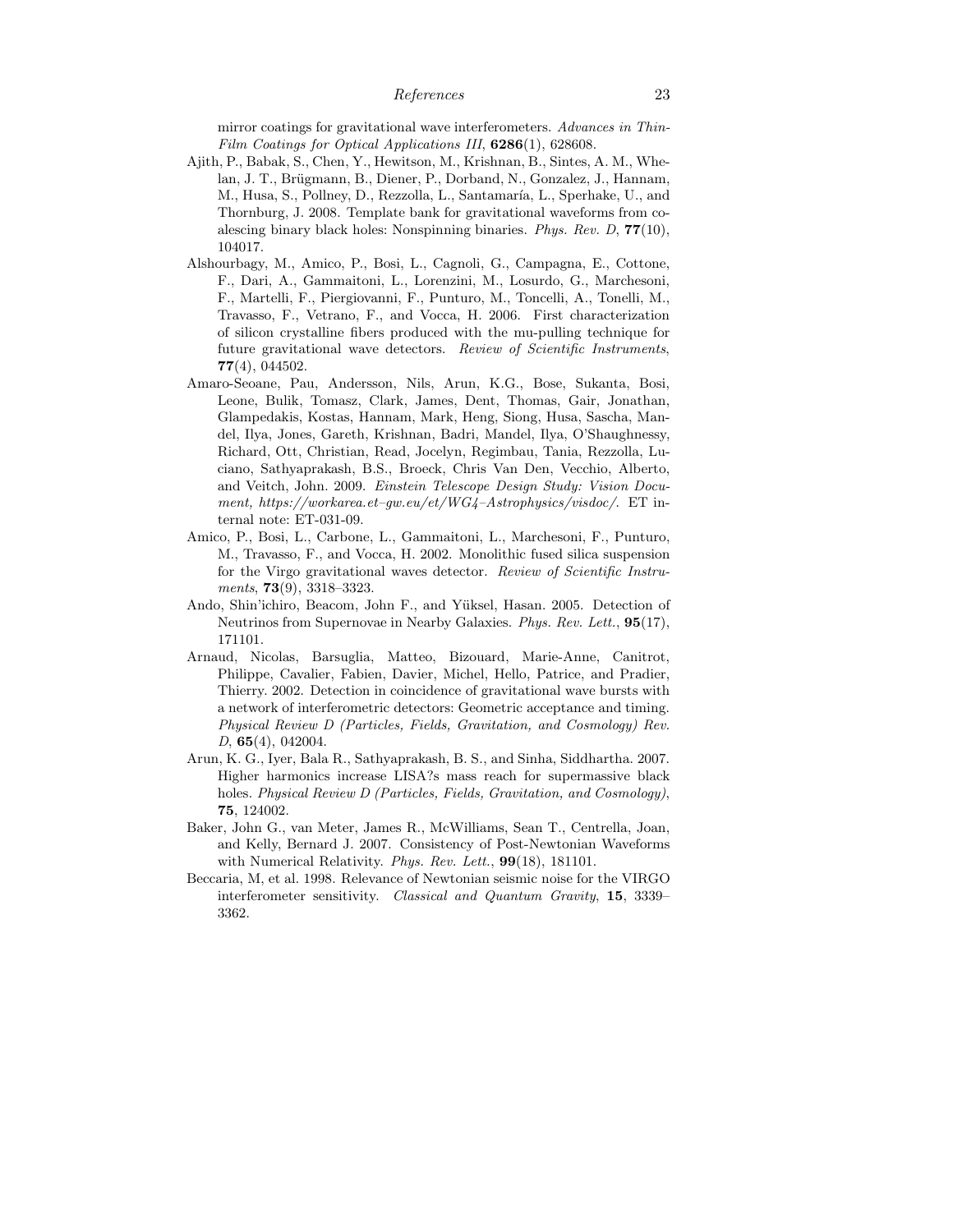mirror coatings for gravitational wave interferometers. *Advances in Thin-Film Coatings for Optical Applications III*, **6286**(1), 628608.

Ajith, P., Babak, S., Chen, Y., Hewitson, M., Krishnan, B., Sintes, A. M., Whelan, J. T., Brügmann, B., Diener, P., Dorband, N., Gonzalez, J., Hannam, M., Husa, S., Pollney, D., Rezzolla, L., Santamaría, L., Sperhake, U., and Thornburg, J. 2008. Template bank for gravitational waveforms from coalescing binary black holes: Nonspinning binaries. *Phys. Rev. D*, **77**(10), 104017.

Alshourbagy, M., Amico, P., Bosi, L., Cagnoli, G., Campagna, E., Cottone, F., Dari, A., Gammaitoni, L., Lorenzini, M., Losurdo, G., Marchesoni, F., Martelli, F., Piergiovanni, F., Punturo, M., Toncelli, A., Tonelli, M., Travasso, F., Vetrano, F., and Vocca, H. 2006. First characterization of silicon crystalline fibers produced with the mu-pulling technique for future gravitational wave detectors. *Review of Scientific Instruments*, **77**(4), 044502.

Amaro-Seoane, Pau, Andersson, Nils, Arun, K.G., Bose, Sukanta, Bosi, Leone, Bulik, Tomasz, Clark, James, Dent, Thomas, Gair, Jonathan, Glampedakis, Kostas, Hannam, Mark, Heng, Siong, Husa, Sascha, Mandel, Ilya, Jones, Gareth, Krishnan, Badri, Mandel, Ilya, O'Shaughnessy, Richard, Ott, Christian, Read, Jocelyn, Regimbau, Tania, Rezzolla, Luciano, Sathyaprakash, B.S., Broeck, Chris Van Den, Vecchio, Alberto, and Veitch, John. 2009. *Einstein Telescope Design Study: Vision Document, https://workarea.et-gw.eu/et/WG4-Astrophysics/visdoc/*. ET internal note: ET-031-09.

Amico, P., Bosi, L., Carbone, L., Gammaitoni, L., Marchesoni, F., Punturo, M., Travasso, F., and Vocca, H. 2002. Monolithic fused silica suspension for the Virgo gravitational waves detector. *Review of Scientific Instruments*, **73**(9), 3318–3323.

Ando, Shin'ichiro, Beacom, John F., and Yüksel, Hasan. 2005. Detection of Neutrinos from Supernovae in Nearby Galaxies. *Phys. Rev. Lett.*, **95**(17), 171101.

Arnaud, Nicolas, Barsuglia, Matteo, Bizouard, Marie-Anne, Canitrot, Philippe, Cavalier, Fabien, Davier, Michel, Hello, Patrice, and Pradier, Thierry. 2002. Detection in coincidence of gravitational wave bursts with a network of interferometric detectors: Geometric acceptance and timing. *Physical Review D (Particles, Fields, Gravitation, and Cosmology) Rev. D*, **65**(4), 042004.

Arun, K. G., Iyer, Bala R., Sathyaprakash, B. S., and Sinha, Siddhartha. 2007. Higher harmonics increase LISA?s mass reach for supermassive black holes. *Physical Review D (Particles, Fields, Gravitation, and Cosmology)*, **75**, 124002.

Baker, John G., van Meter, James R., McWilliams, Sean T., Centrella, Joan, and Kelly, Bernard J. 2007. Consistency of Post-Newtonian Waveforms with Numerical Relativity. *Phys. Rev. Lett.*, **99**(18), 181101.

Beccaria, M, et al. 1998. Relevance of Newtonian seismic noise for the VIRGO interferometer sensitivity. *Classical and Quantum Gravity*, **15**, 3339–3362.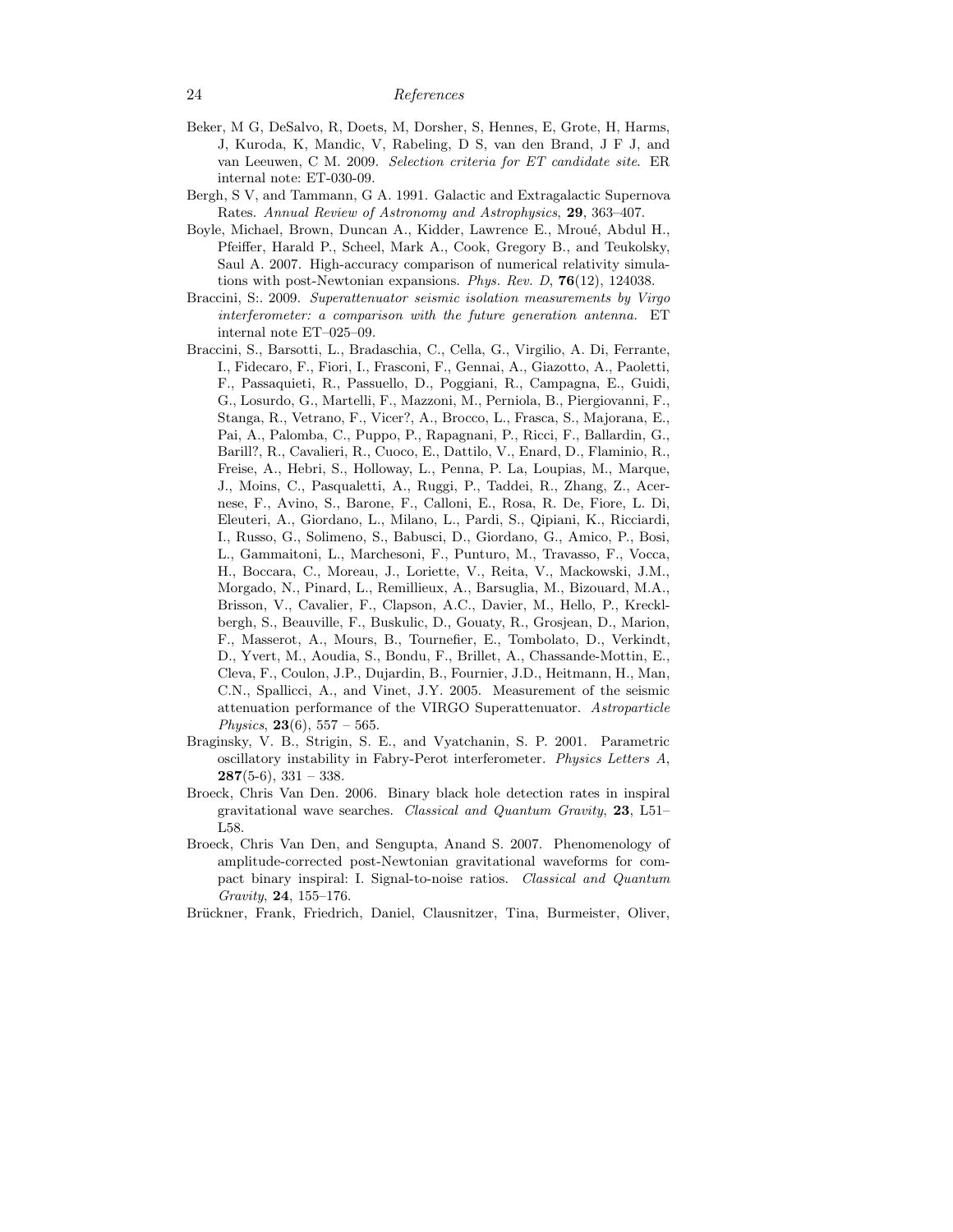Beker, M G, DeSalvo, R, Doets, M, Dorsher, S, Hennes, E, Grote, H, Harms, J, Kuroda, K, Mandic, V, Rabeling, D S, van den Brand, J F J, and van Leeuwen, C M. 2009. *Selection criteria for ET candidate site*. ER internal note: ET-030-09.

Bergh, S V, and Tammann, G A. 1991. Galactic and Extragalactic Supernova Rates. *Annual Review of Astronomy and Astrophysics*, **29**, 363–407.

Boyle, Michael, Brown, Duncan A., Kidder, Lawrence E., Mroué, Abdul H., Pfeiffer, Harald P., Scheel, Mark A., Cook, Gregory B., and Teukolsky, Saul A. 2007. High-accuracy comparison of numerical relativity simulations with post-Newtonian expansions. *Phys. Rev. D*, **76**(12), 124038.

Braccini, S:. 2009. *Superattenuator seismic isolation measurements by Virgo interferometer: a comparison with the future generation antenna.* ET internal note ET–025–09.

Braccini, S., Barsotti, L., Bradaschia, C., Cella, G., Virgilio, A. Di, Ferrante, I., Fidecaro, F., Fiori, I., Frasconi, F., Gennai, A., Giazotto, A., Paoletti, F., Passaquieti, R., Passuello, D., Poggiani, R., Campagna, E., Guidi, G., Losurdo, G., Martelli, F., Mazzoni, M., Perniola, B., Piergiovanni, F., Stanga, R., Vetrano, F., Vicer?, A., Brocco, L., Frasca, S., Majorana, E., Pai, A., Palomba, C., Puppo, P., Rapagnani, P., Ricci, F., Ballardin, G., Barill?, R., Cavalieri, R., Cuoco, E., Dattilo, V., Enard, D., Flaminio, R., Freise, A., Hebri, S., Holloway, L., Penna, P. La, Loupias, M., Marque, J., Moins, C., Pasqualetti, A., Ruggi, P., Taddei, R., Zhang, Z., Acernese, F., Avino, S., Barone, F., Calloni, E., Rosa, R. De, Fiore, L. Di, Eleuteri, A., Giordano, L., Milano, L., Pardi, S., Qipiani, K., Ricciardi, I., Russo, G., Solimeno, S., Babusci, D., Giordano, G., Amico, P., Bosi, L., Gammaitoni, L., Marchesoni, F., Punturo, M., Travasso, F., Vocca, H., Boccara, C., Moreau, J., Loriette, V., Reita, V., Mackowski, J.M., Morgado, N., Pinard, L., Remillieux, A., Barsuglia, M., Bizouard, M.A., Brisson, V., Cavalier, F., Clapson, A.C., Davier, M., Hello, P., Kreckl-bergh, S., Beauville, F., Buskulic, D., Gouaty, R., Grosjean, D., Marion, F., Masserot, A., Mours, B., Tournefier, E., Tombolato, D., Verkindt, D., Yvert, M., Aoudia, S., Bondu, F., Brillet, A., Chassande-Mottin, E., Cleva, F., Coulon, J.P., Dujardin, B., Fournier, J.D., Heitmann, H., Man, C.N., Spallicci, A., and Vinet, J.Y. 2005. Measurement of the seismic attenuation performance of the VIRGO Superattenuator. *Astroparticle Physics*, **23**(6), 557 – 565.

Braginsky, V. B., Strigin, S. E., and Vyatchanin, S. P. 2001. Parametric oscillatory instability in Fabry-Perot interferometer. *Physics Letters A*, **287**(5-6), 331 – 338.

Broeck, Chris Van Den. 2006. Binary black hole detection rates in inspiral gravitational wave searches. *Classical and Quantum Gravity*, **23**, L51–L58.

Broeck, Chris Van Den, and Sengupta, Anand S. 2007. Phenomenology of amplitude-corrected post-Newtonian gravitational waveforms for compact binary inspiral: I. Signal-to-noise ratios. *Classical and Quantum Gravity*, **24**, 155–176.

Brückner, Frank, Friedrich, Daniel, Clausnitzer, Tina, Burmeister, Oliver,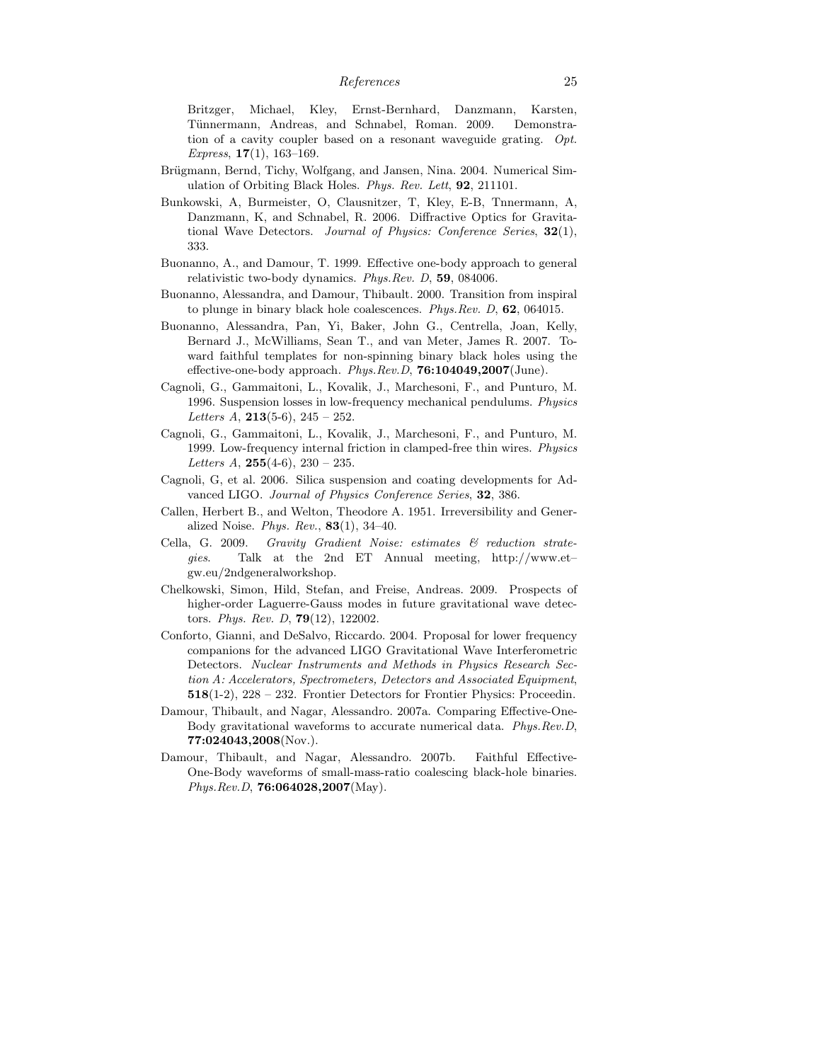Britzger, Michael, Kley, Ernst-Bernhard, Danzmann, Karsten, Tünnermann, Andreas, and Schnabel, Roman. 2009. Demonstration of a cavity coupler based on a resonant waveguide grating. *Opt. Express*, **17**(1), 163–169.

Brügmann, Bernd, Tichy, Wolfgang, and Jansen, Nina. 2004. Numerical Simulation of Orbiting Black Holes. *Phys. Rev. Lett*, **92**, 211101.

Bunkowski, A, Burmeister, O, Clausnitzer, T, Kley, E-B, Tnnermann, A, Danzmann, K, and Schnabel, R. 2006. Diffractive Optics for Gravitational Wave Detectors. *Journal of Physics: Conference Series*, **32**(1), 333.

Buonanno, A., and Damour, T. 1999. Effective one-body approach to general relativistic two-body dynamics. *Phys.Rev. D*, **59**, 084006.

Buonanno, Alessandra, and Damour, Thibault. 2000. Transition from inspiral to plunge in binary black hole coalescences. *Phys.Rev. D*, **62**, 064015.

Buonanno, Alessandra, Pan, Yi, Baker, John G., Centrella, Joan, Kelly, Bernard J., McWilliams, Sean T., and van Meter, James R. 2007. Toward faithful templates for non-spinning binary black holes using the effective-one-body approach. *Phys.Rev.D*, **76:104049,2007**(June).

Cagnoli, G., Gammaitoni, L., Kovalik, J., Marchesoni, F., and Punturo, M. 1996. Suspension losses in low-frequency mechanical pendulums. *Physics Letters A*, **213**(5-6), 245 – 252.

Cagnoli, G., Gammaitoni, L., Kovalik, J., Marchesoni, F., and Punturo, M. 1999. Low-frequency internal friction in clamped-free thin wires. *Physics Letters A*, **255**(4-6), 230 – 235.

Cagnoli, G, et al. 2006. Silica suspension and coating developments for Advanced LIGO. *Journal of Physics Conference Series*, **32**, 386.

Callen, Herbert B., and Welton, Theodore A. 1951. Irreversibility and Generalized Noise. *Phys. Rev.*, **83**(1), 34–40.

Cella, G. 2009. *Gravity Gradient Noise: estimates & reduction strategies*. Talk at the 2nd ET Annual meeting, http://www.et–gw.eu/2ndgeneralworkshop.

Chelkowski, Simon, Hild, Stefan, and Freise, Andreas. 2009. Prospects of higher-order Laguerre-Gauss modes in future gravitational wave detectors. *Phys. Rev. D*, **79**(12), 122002.

Conforto, Gianni, and DeSalvo, Riccardo. 2004. Proposal for lower frequency companions for the advanced LIGO Gravitational Wave Interferometric Detectors. *Nuclear Instruments and Methods in Physics Research Section A: Accelerators, Spectrometers, Detectors and Associated Equipment*, **518**(1-2), 228 – 232. Frontier Detectors for Frontier Physics: Proceedin.

Damour, Thibault, and Nagar, Alessandro. 2007a. Comparing Effective-One-Body gravitational waveforms to accurate numerical data. *Phys.Rev.D*, **77:024043,2008**(Nov.).

Damour, Thibault, and Nagar, Alessandro. 2007b. Faithful Effective-One-Body waveforms of small-mass-ratio coalescing black-hole binaries. *Phys.Rev.D*, **76:064028,2007**(May).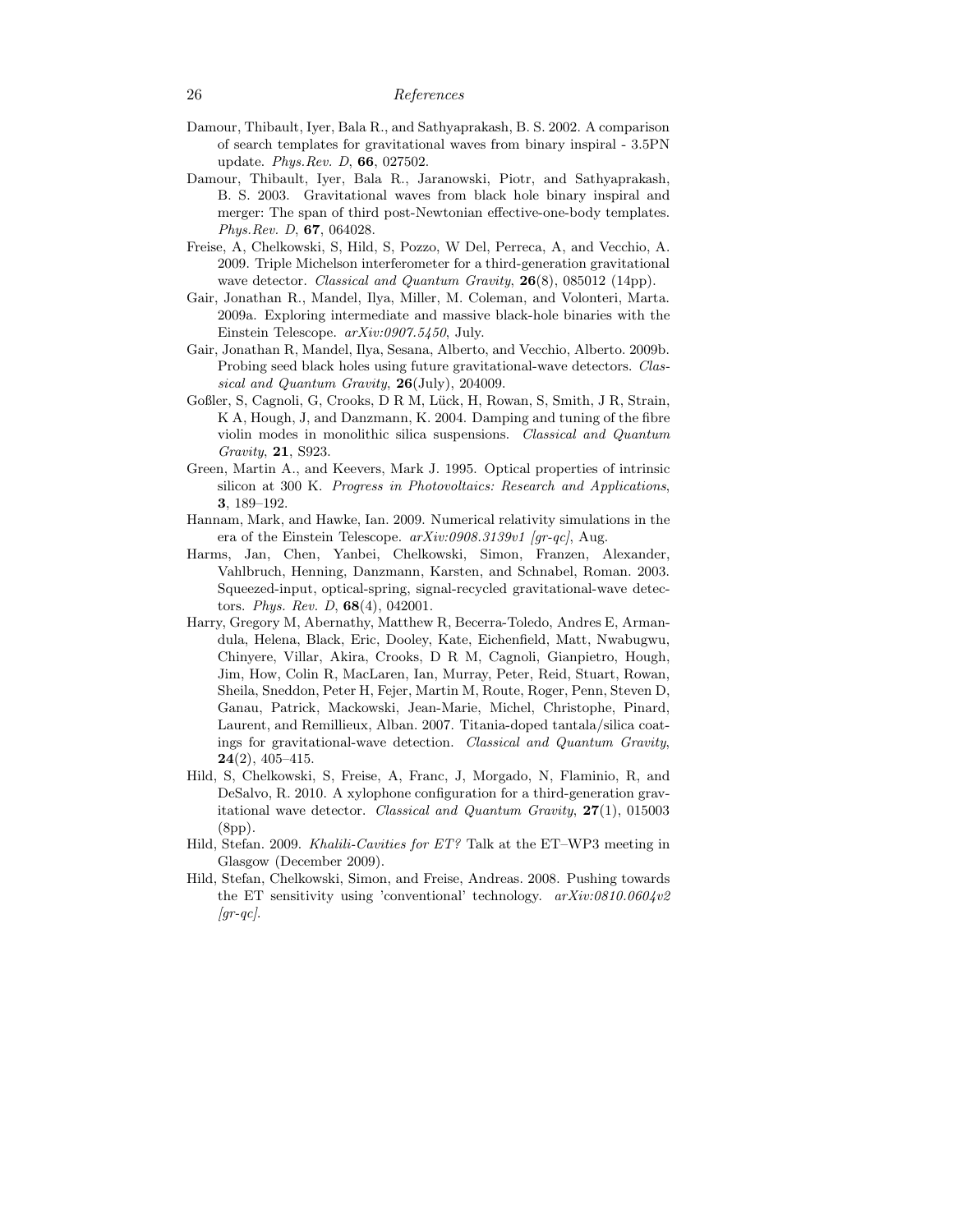Damour, Thibault, Iyer, Bala R., and Sathyaprakash, B. S. 2002. A comparison of search templates for gravitational waves from binary inspiral - 3.5PN update. *Phys.Rev. D*, **66**, 027502.

Damour, Thibault, Iyer, Bala R., Jaranowski, Piotr, and Sathyaprakash, B. S. 2003. Gravitational waves from black hole binary inspiral and merger: The span of third post-Newtonian effective-one-body templates. *Phys.Rev. D*, **67**, 064028.

Freise, A, Chelkowski, S, Hild, S, Pozzo, W Del, Perreca, A, and Vecchio, A. 2009. Triple Michelson interferometer for a third-generation gravitational wave detector. *Classical and Quantum Gravity*, **26**(8), 085012 (14pp).

Gair, Jonathan R., Mandel, Ilya, Miller, M. Coleman, and Volonteri, Marta. 2009a. Exploring intermediate and massive black-hole binaries with the Einstein Telescope. *arXiv:0907.5450*, July.

Gair, Jonathan R, Mandel, Ilya, Sesana, Alberto, and Vecchio, Alberto. 2009b. Probing seed black holes using future gravitational-wave detectors. *Classical and Quantum Gravity*, **26**(July), 204009.

Goßler, S, Cagnoli, G, Crooks, D R M, Lück, H, Rowan, S, Smith, J R, Strain, K A, Hough, J, and Danzmann, K. 2004. Damping and tuning of the fibre violin modes in monolithic silica suspensions. *Classical and Quantum Gravity*, **21**, S923.

Green, Martin A., and Keevers, Mark J. 1995. Optical properties of intrinsic silicon at 300 K. *Progress in Photovoltaics: Research and Applications*, **3**, 189–192.

Hannam, Mark, and Hawke, Ian. 2009. Numerical relativity simulations in the era of the Einstein Telescope. *arXiv:0908.3139v1 [gr-qc]*, Aug.

Harms, Jan, Chen, Yanbei, Chelkowski, Simon, Franzen, Alexander, Vahlbruch, Henning, Danzmann, Karsten, and Schnabel, Roman. 2003. Squeezed-input, optical-spring, signal-recycled gravitational-wave detectors. *Phys. Rev. D*, **68**(4), 042001.

Harry, Gregory M, Abernathy, Matthew R, Becerra-Toledo, Andres E, Armandula, Helena, Black, Eric, Dooley, Kate, Eichenfield, Matt, Nwabugwu, Chinyere, Villar, Akira, Crooks, D R M, Cagnoli, Gianpietro, Hough, Jim, How, Colin R, MacLaren, Ian, Murray, Peter, Reid, Stuart, Rowan, Sheila, Sneddon, Peter H, Fejer, Martin M, Route, Roger, Penn, Steven D, Ganau, Patrick, Mackowski, Jean-Marie, Michel, Christophe, Pinard, Laurent, and Remillieux, Alban. 2007. Titania-doped tantala/silica coatings for gravitational-wave detection. *Classical and Quantum Gravity*, **24**(2), 405–415.

Hild, S, Chelkowski, S, Freise, A, Franc, J, Morgado, N, Flaminio, R, and DeSalvo, R. 2010. A xylophone configuration for a third-generation gravitational wave detector. *Classical and Quantum Gravity*, **27**(1), 015003 (8pp).

Hild, Stefan. 2009. *Khalili-Cavities for ET?* Talk at the ET–WP3 meeting in Glasgow (December 2009).

Hild, Stefan, Chelkowski, Simon, and Freise, Andreas. 2008. Pushing towards the ET sensitivity using 'conventional' technology. *arXiv:0810.0604v2 [gr-qc]*.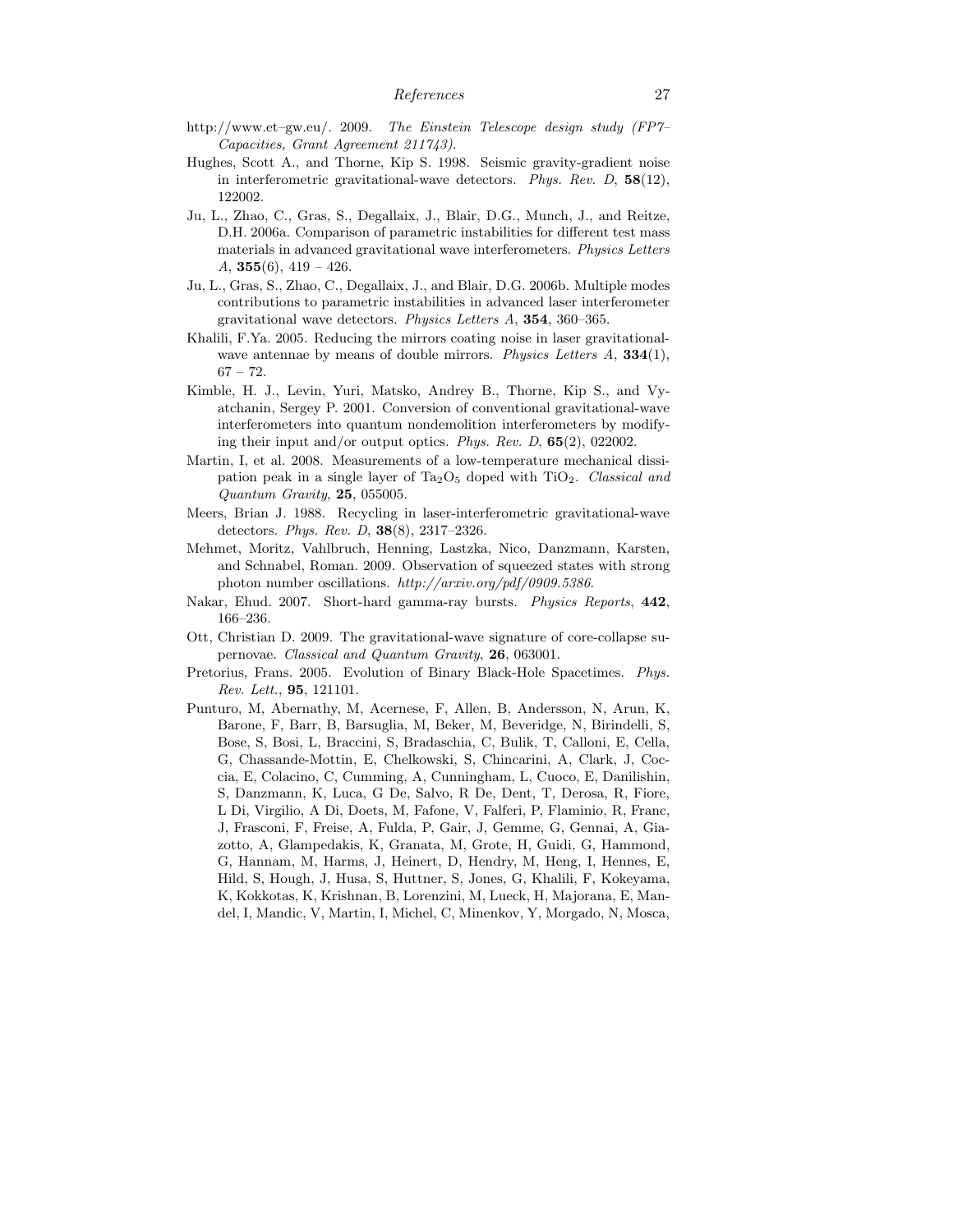http://www.et–gw.eu/. 2009. *The Einstein Telescope design study (FP7–Capacities, Grant Agreement 211743).*

Hughes, Scott A., and Thorne, Kip S. 1998. Seismic gravity-gradient noise in interferometric gravitational-wave detectors. *Phys. Rev. D*, **58**(12), 122002.

Ju, L., Zhao, C., Gras, S., Degallaix, J., Blair, D.G., Munch, J., and Reitze, D.H. 2006a. Comparison of parametric instabilities for different test mass materials in advanced gravitational wave interferometers. *Physics Letters A*, **355**(6), 419 – 426.

Ju, L., Gras, S., Zhao, C., Degallaix, J., and Blair, D.G. 2006b. Multiple modes contributions to parametric instabilities in advanced laser interferometer gravitational wave detectors. *Physics Letters A*, **354**, 360–365.

Khalili, F.Ya. 2005. Reducing the mirrors coating noise in laser gravitational-wave antennae by means of double mirrors. *Physics Letters A*, **334**(1), 67 – 72.

Kimble, H. J., Levin, Yuri, Matsko, Andrey B., Thorne, Kip S., and Vyatchanin, Sergey P. 2001. Conversion of conventional gravitational-wave interferometers into quantum nondemolition interferometers by modifying their input and/or output optics. *Phys. Rev. D*, **65**(2), 022002.

Martin, I, et al. 2008. Measurements of a low-temperature mechanical dissipation peak in a single layer of $Ta_2O_5$ doped with $TiO_2$. *Classical and Quantum Gravity*, **25**, 055005.

Meers, Brian J. 1988. Recycling in laser-interferometric gravitational-wave detectors. *Phys. Rev. D*, **38**(8), 2317–2326.

Mehmet, Moritz, Vahlbruch, Henning, Lastzka, Nico, Danzmann, Karsten, and Schnabel, Roman. 2009. Observation of squeezed states with strong photon number oscillations. *http://arxiv.org/pdf/0909.5386*.

Nakar, Ehud. 2007. Short-hard gamma-ray bursts. *Physics Reports*, **442**, 166–236.

Ott, Christian D. 2009. The gravitational-wave signature of core-collapse supernovae. *Classical and Quantum Gravity*, **26**, 063001.

Pretorius, Frans. 2005. Evolution of Binary Black-Hole Spacetimes. *Phys. Rev. Lett.*, **95**, 121101.

Punturo, M, Abernathy, M, Acernese, F, Allen, B, Andersson, N, Arun, K, Barone, F, Barr, B, Barsuglia, M, Beker, M, Beveridge, N, Birindelli, S, Bose, S, Bosi, L, Braccini, S, Bradaschia, C, Bulik, T, Calloni, E, Cella, G, Chassande-Mottin, E, Chelkowski, S, Chincarini, A, Clark, J, Coccia, E, Colacino, C, Cumming, A, Cunningham, L, Cuoco, E, Danilishin, S, Danzmann, K, Luca, G De, Salvo, R De, Dent, T, Derosa, R, Fiore, L Di, Virgilio, A Di, Doets, M, Fafone, V, Falferi, P, Flaminio, R, Franc, J, Frasconi, F, Freise, A, Fulda, P, Gair, J, Gemme, G, Gennai, A, Giazotto, A, Glampedakis, K, Granata, M, Grote, H, Guidi, G, Hammond, G, Hannam, M, Harms, J, Heinert, D, Hendry, M, Heng, I, Hennes, E, Hild, S, Hough, J, Husa, S, Huttner, S, Jones, G, Khalili, F, Kokeyama, K, Kokkotas, K, Krishnan, B, Lorenzini, M, Lueck, H, Majorana, E, Mandel, I, Mandic, V, Martin, I, Michel, C, Minenkov, Y, Morgado, N, Mosca,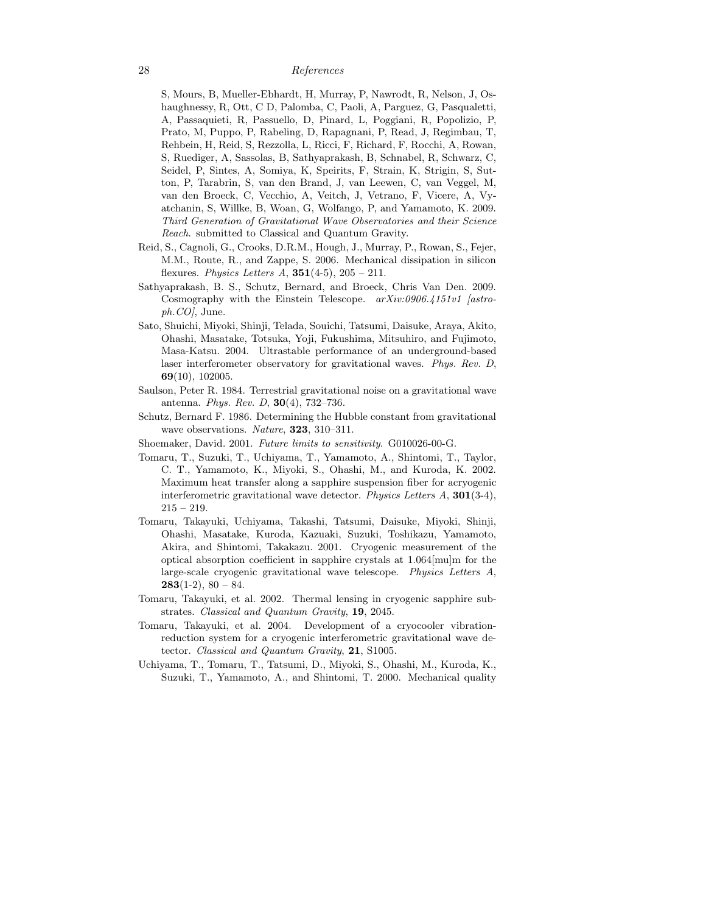S, Mours, B, Mueller-Ebhardt, H, Murray, P, Nawrodt, R, Nelson, J, Oshaughnessy, R, Ott, C D, Palomba, C, Paoli, A, Parguez, G, Pasqualetti, A, Passaquieti, R, Passuello, D, Pinard, L, Poggiani, R, Popolizio, P, Prato, M, Puppo, P, Rabeling, D, Rapagnani, P, Read, J, Regimbau, T, Rehbein, H, Reid, S, Rezzolla, L, Ricci, F, Richard, F, Rocchi, A, Rowan, S, Ruediger, A, Sassolas, B, Sathyaprakash, B, Schnabel, R, Schwarz, C, Seidel, P, Sintes, A, Somiya, K, Speirits, F, Strain, K, Strigin, S, Sutton, P, Tarabrin, S, van den Brand, J, van Leewen, C, van Veggel, M, van den Broeck, C, Vecchio, A, Veitch, J, Vetrano, F, Vicere, A, Vyatchanin, S, Willke, B, Woan, G, Wolfango, P, and Yamamoto, K. 2009. *Third Generation of Gravitational Wave Observatories and their Science Reach*. submitted to Classical and Quantum Gravity.

Reid, S., Cagnoli, G., Crooks, D.R.M., Hough, J., Murray, P., Rowan, S., Fejer, M.M., Route, R., and Zappe, S. 2006. Mechanical dissipation in silicon flexures. *Physics Letters A*, **351**(4-5), 205 – 211.

Sathyaprakash, B. S., Schutz, Bernard, and Broeck, Chris Van Den. 2009. Cosmography with the Einstein Telescope. *arXiv:0906.4151v1 [astro-ph.CO]*, June.

Sato, Shuichi, Miyoki, Shinji, Telada, Souichi, Tatsumi, Daisuke, Araya, Akito, Ohashi, Masatake, Totsuka, Yoji, Fukushima, Mitsuhiro, and Fujimoto, Masa-Katsu. 2004. Ultrastable performance of an underground-based laser interferometer observatory for gravitational waves. *Phys. Rev. D*, **69**(10), 102005.

Saulson, Peter R. 1984. Terrestrial gravitational noise on a gravitational wave antenna. *Phys. Rev. D*, **30**(4), 732–736.

Schutz, Bernard F. 1986. Determining the Hubble constant from gravitational wave observations. *Nature*, **323**, 310–311.

Shoemaker, David. 2001. *Future limits to sensitivity*. G010026-00-G.

Tomaru, T., Suzuki, T., Uchiyama, T., Yamamoto, A., Shintomi, T., Taylor, C. T., Yamamoto, K., Miyoki, S., Ohashi, M., and Kuroda, K. 2002. Maximum heat transfer along a sapphire suspension fiber for acryogenic interferometric gravitational wave detector. *Physics Letters A*, **301**(3-4), 215 – 219.

Tomaru, Takayuki, Uchiyama, Takashi, Tatsumi, Daisuke, Miyoki, Shinji, Ohashi, Masatake, Kuroda, Kazuaki, Suzuki, Toshikazu, Yamamoto, Akira, and Shintomi, Takakazu. 2001. Cryogenic measurement of the optical absorption coefficient in sapphire crystals at 1.064[mu]m for the large-scale cryogenic gravitational wave telescope. *Physics Letters A*, **283**(1-2), 80 – 84.

Tomaru, Takayuki, et al. 2002. Thermal lensing in cryogenic sapphire substrates. *Classical and Quantum Gravity*, **19**, 2045.

Tomaru, Takayuki, et al. 2004. Development of a cryocooler vibration-reduction system for a cryogenic interferometric gravitational wave detector. *Classical and Quantum Gravity*, **21**, S1005.

Uchiyama, T., Tomaru, T., Tatsumi, D., Miyoki, S., Ohashi, M., Kuroda, K., Suzuki, T., Yamamoto, A., and Shintomi, T. 2000. Mechanical quality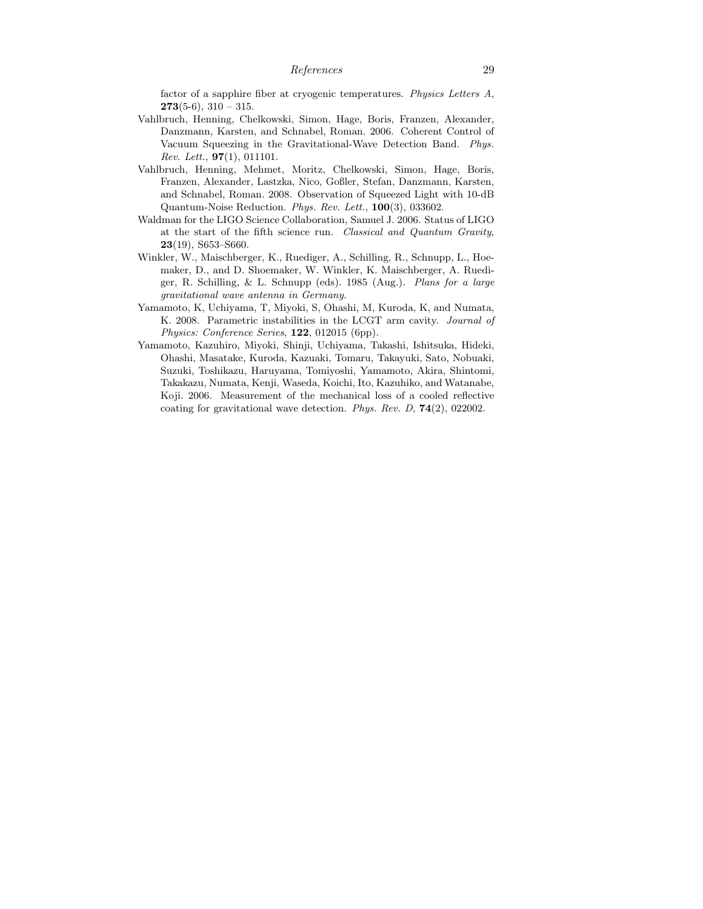factor of a sapphire fiber at cryogenic temperatures. *Physics Letters A*, **273**(5-6), 310 – 315.

Vahlbruch, Henning, Chelkowski, Simon, Hage, Boris, Franzen, Alexander, Danzmann, Karsten, and Schnabel, Roman. 2006. Coherent Control of Vacuum Squeezing in the Gravitational-Wave Detection Band. *Phys. Rev. Lett.*, **97**(1), 011101.

Vahlbruch, Henning, Mehmet, Moritz, Chelkowski, Simon, Hage, Boris, Franzen, Alexander, Lastzka, Nico, Goßler, Stefan, Danzmann, Karsten, and Schnabel, Roman. 2008. Observation of Squeezed Light with 10-dB Quantum-Noise Reduction. *Phys. Rev. Lett.*, **100**(3), 033602.

Waldman for the LIGO Science Collaboration, Samuel J. 2006. Status of LIGO at the start of the fifth science run. *Classical and Quantum Gravity*, **23**(19), S653–S660.

Winkler, W., Maischberger, K., Ruediger, A., Schilling, R., Schnupp, L., Hoemaker, D., and D. Shoemaker, W. Winkler, K. Maischberger, A. Ruediger, R. Schilling, & L. Schnupp (eds). 1985 (Aug.). *Plans for a large gravitational wave antenna in Germany*.

Yamamoto, K, Uchiyama, T, Miyoki, S, Ohashi, M, Kuroda, K, and Numata, K. 2008. Parametric instabilities in the LCGT arm cavity. *Journal of Physics: Conference Series*, **122**, 012015 (6pp).

Yamamoto, Kazuhiro, Miyoki, Shinji, Uchiyama, Takashi, Ishitsuka, Hideki, Ohashi, Masatake, Kuroda, Kazuaki, Tomaru, Takayuki, Sato, Nobuaki, Suzuki, Toshikazu, Haruyama, Tomiyoshi, Yamamoto, Akira, Shintomi, Takakazu, Numata, Kenji, Waseda, Koichi, Ito, Kazuhiko, and Watanabe, Koji. 2006. Measurement of the mechanical loss of a cooled reflective coating for gravitational wave detection. *Phys. Rev. D*, **74**(2), 022002.